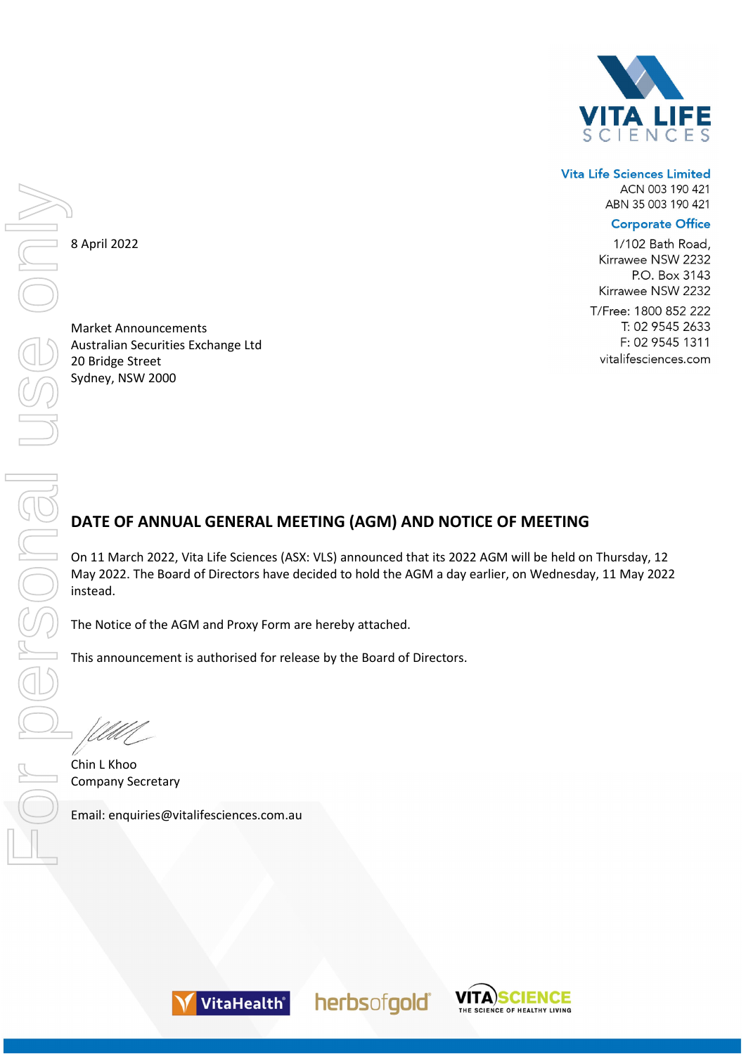**Vita Life Sciences Limited**
ACN 003 190 421
ABN 35 003 190 421

**Corporate Office**
1/102 Bath Road,
Kirrawee NSW 2232
P.O. Box 3143
Kirrawee NSW 2232

T/Free: 1800 852 222
T: 02 9545 2633
F: 02 9545 1311
vitalifesciences.com

8 April 2022

Market Announcements
Australian Securities Exchange Ltd
20 Bridge Street
Sydney, NSW 2000

## DATE OF ANNUAL GENERAL MEETING (AGM) AND NOTICE OF MEETING

On 11 March 2022, Vita Life Sciences (ASX: VLS) announced that its 2022 AGM will be held on Thursday, 12 May 2022. The Board of Directors have decided to hold the AGM a day earlier, on Wednesday, 11 May 2022 instead.

The Notice of the AGM and Proxy Form are hereby attached.

This announcement is authorised for release by the Board of Directors.

Chin L Khoo
Company Secretary

Email: enquiries@vitalifesciences.com.au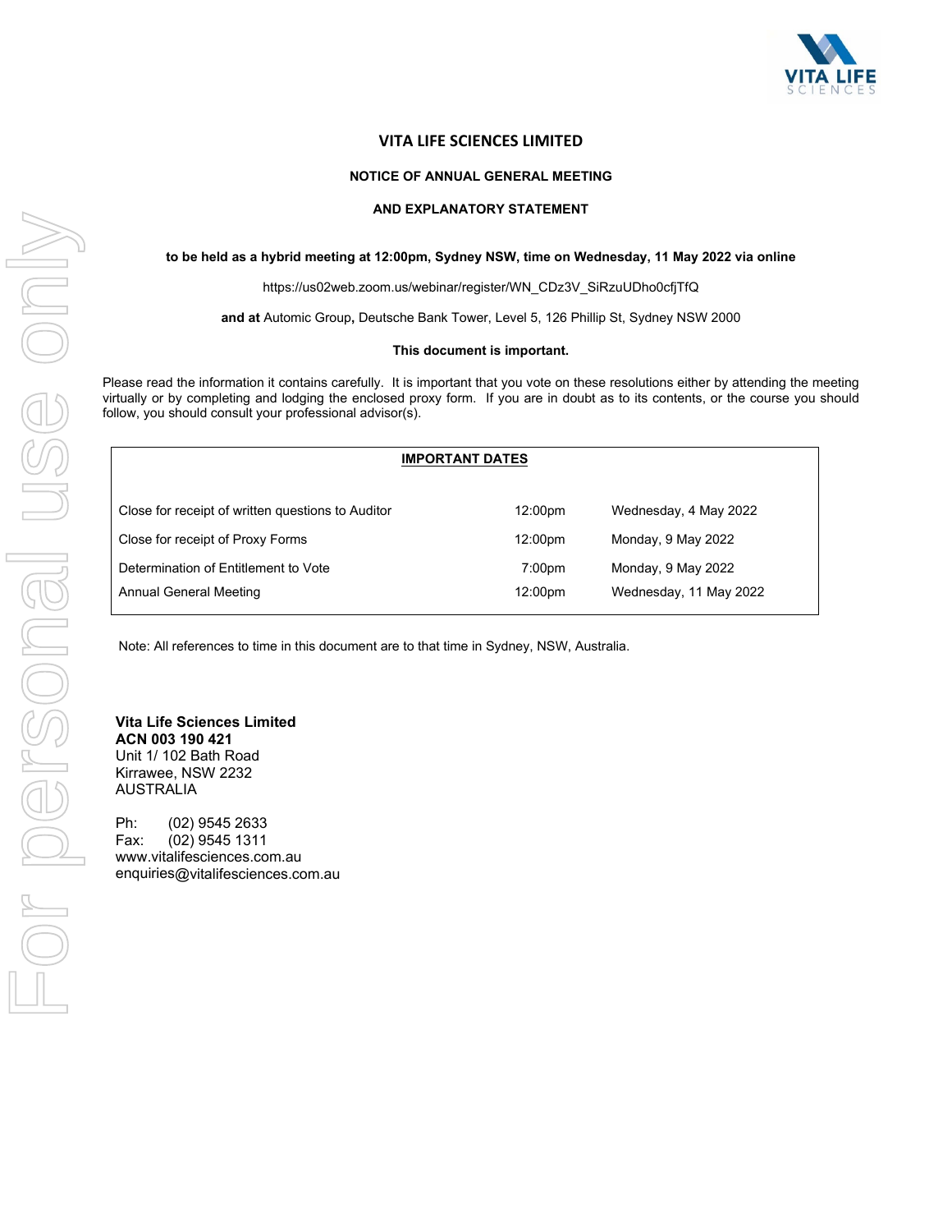# VITA LIFE SCIENCES LIMITED

**NOTICE OF ANNUAL GENERAL MEETING**

**AND EXPLANATORY STATEMENT**

**to be held as a hybrid meeting at 12:00pm, Sydney NSW, time on Wednesday, 11 May 2022 via online**

https://us02web.zoom.us/webinar/register/WN_CDz3V_SiRzuUDho0cfjTfQ

**and at** Automic Group**,** Deutsche Bank Tower, Level 5, 126 Phillip St, Sydney NSW 2000

**This document is important.**

Please read the information it contains carefully. It is important that you vote on these resolutions either by attending the meeting virtually or by completing and lodging the enclosed proxy form. If you are in doubt as to its contents, or the course you should follow, you should consult your professional advisor(s).

**IMPORTANT DATES**

| | | |
|---|---|---|
| Close for receipt of written questions to Auditor | 12:00pm | Wednesday, 4 May 2022 |
| Close for receipt of Proxy Forms | 12:00pm | Monday, 9 May 2022 |
| Determination of Entitlement to Vote | 7:00pm | Monday, 9 May 2022 |
| Annual General Meeting | 12:00pm | Wednesday, 11 May 2022 |

Note: All references to time in this document are to that time in Sydney, NSW, Australia.

**Vita Life Sciences Limited**
**ACN 003 190 421**
Unit 1/ 102 Bath Road
Kirrawee, NSW 2232
AUSTRALIA

Ph: (02) 9545 2633
Fax: (02) 9545 1311
www.vitalifesciences.com.au
enquiries@vitalifesciences.com.au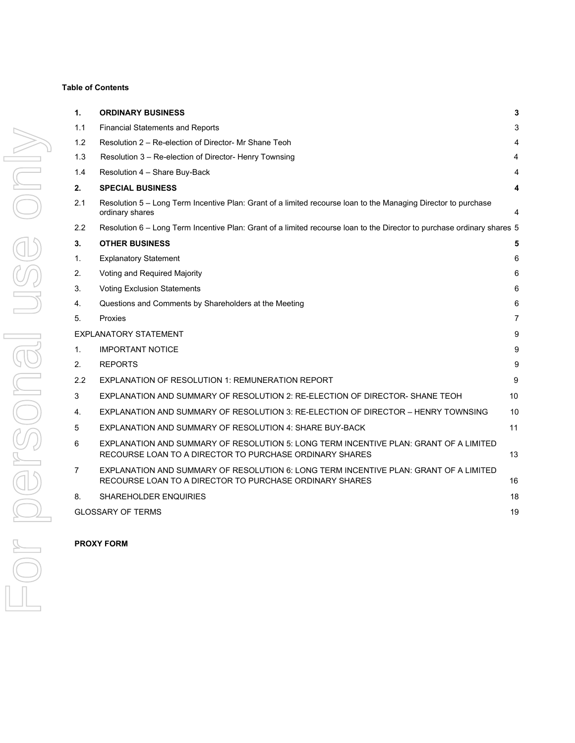**Table of Contents**

| | | |
|---|---|---|
| **1.** | **ORDINARY BUSINESS** | **3** |
| 1.1 | Financial Statements and Reports | 3 |
| 1.2 | Resolution 2 – Re-election of Director- Mr Shane Teoh | 4 |
| 1.3 | Resolution 3 – Re-election of Director- Henry Townsing | 4 |
| 1.4 | Resolution 4 – Share Buy-Back | 4 |
| **2.** | **SPECIAL BUSINESS** | **4** |
| 2.1 | Resolution 5 – Long Term Incentive Plan: Grant of a limited recourse loan to the Managing Director to purchase ordinary shares | 4 |
| 2.2 | Resolution 6 – Long Term Incentive Plan: Grant of a limited recourse loan to the Director to purchase ordinary shares | 5 |
| **3.** | **OTHER BUSINESS** | **5** |
| 1. | Explanatory Statement | 6 |
| 2. | Voting and Required Majority | 6 |
| 3. | Voting Exclusion Statements | 6 |
| 4. | Questions and Comments by Shareholders at the Meeting | 6 |
| 5. | Proxies | 7 |
| EXPLANATORY STATEMENT | | 9 |
| 1. | IMPORTANT NOTICE | 9 |
| 2. | REPORTS | 9 |
| 2.2 | EXPLANATION OF RESOLUTION 1: REMUNERATION REPORT | 9 |
| 3 | EXPLANATION AND SUMMARY OF RESOLUTION 2: RE-ELECTION OF DIRECTOR- SHANE TEOH | 10 |
| 4. | EXPLANATION AND SUMMARY OF RESOLUTION 3: RE-ELECTION OF DIRECTOR – HENRY TOWNSING | 10 |
| 5 | EXPLANATION AND SUMMARY OF RESOLUTION 4: SHARE BUY-BACK | 11 |
| 6 | EXPLANATION AND SUMMARY OF RESOLUTION 5: LONG TERM INCENTIVE PLAN: GRANT OF A LIMITED RECOURSE LOAN TO A DIRECTOR TO PURCHASE ORDINARY SHARES | 13 |
| 7 | EXPLANATION AND SUMMARY OF RESOLUTION 6: LONG TERM INCENTIVE PLAN: GRANT OF A LIMITED RECOURSE LOAN TO A DIRECTOR TO PURCHASE ORDINARY SHARES | 16 |
| 8. | SHAREHOLDER ENQUIRIES | 18 |
| GLOSSARY OF TERMS | | 19 |

**PROXY FORM**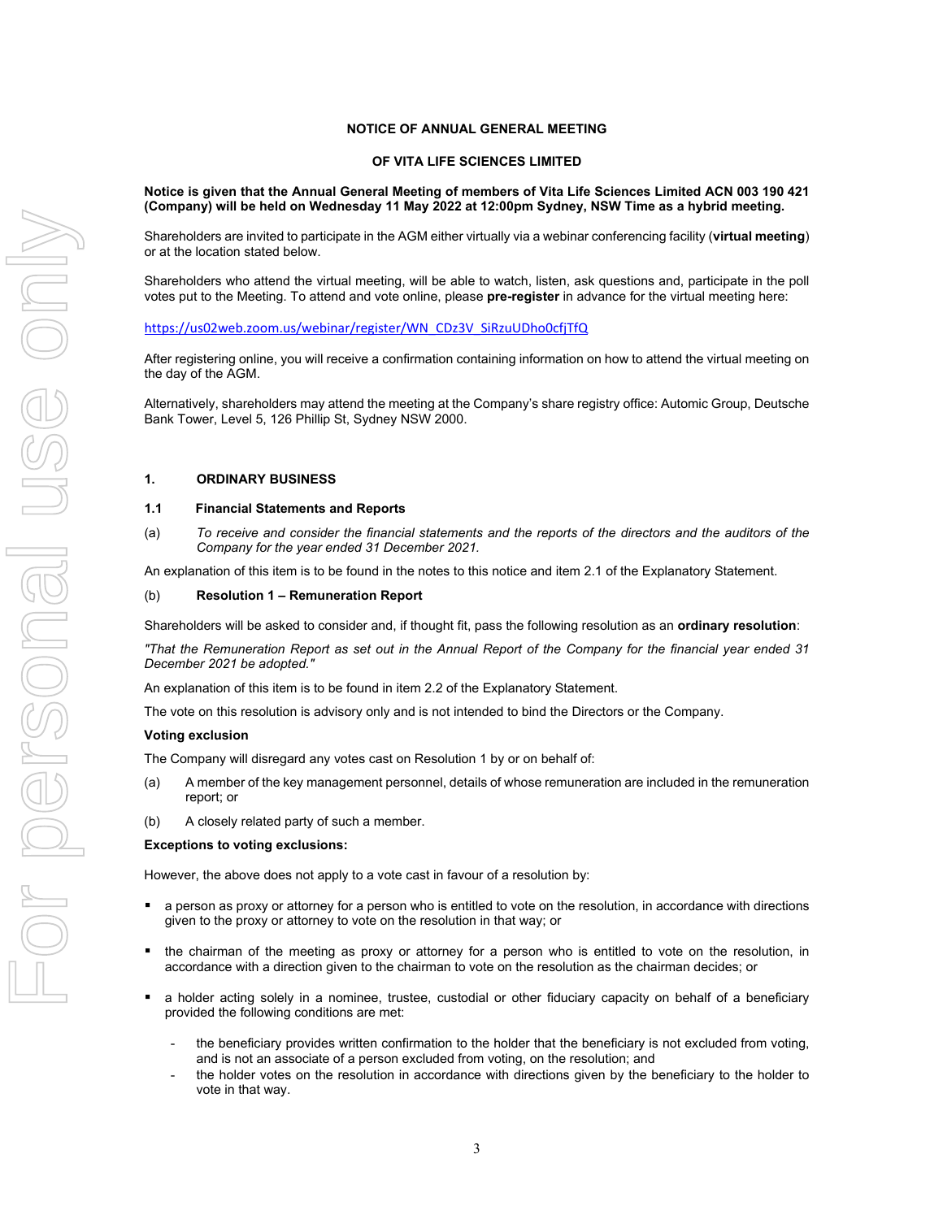**NOTICE OF ANNUAL GENERAL MEETING**

**OF VITA LIFE SCIENCES LIMITED**

**Notice is given that the Annual General Meeting of members of Vita Life Sciences Limited ACN 003 190 421 (Company) will be held on Wednesday 11 May 2022 at 12:00pm Sydney, NSW Time as a hybrid meeting.**

Shareholders are invited to participate in the AGM either virtually via a webinar conferencing facility (**virtual meeting**) or at the location stated below.

Shareholders who attend the virtual meeting, will be able to watch, listen, ask questions and, participate in the poll votes put to the Meeting. To attend and vote online, please **pre-register** in advance for the virtual meeting here:

https://us02web.zoom.us/webinar/register/WN_CDz3V_SiRzuUDho0cfjTfQ

After registering online, you will receive a confirmation containing information on how to attend the virtual meeting on the day of the AGM.

Alternatively, shareholders may attend the meeting at the Company's share registry office: Automic Group, Deutsche Bank Tower, Level 5, 126 Phillip St, Sydney NSW 2000.

## 1. ORDINARY BUSINESS

### 1.1 Financial Statements and Reports

(a) *To receive and consider the financial statements and the reports of the directors and the auditors of the Company for the year ended 31 December 2021.*

An explanation of this item is to be found in the notes to this notice and item 2.1 of the Explanatory Statement.

(b) **Resolution 1 – Remuneration Report**

Shareholders will be asked to consider and, if thought fit, pass the following resolution as an **ordinary resolution**:

*"That the Remuneration Report as set out in the Annual Report of the Company for the financial year ended 31 December 2021 be adopted."*

An explanation of this item is to be found in item 2.2 of the Explanatory Statement.

The vote on this resolution is advisory only and is not intended to bind the Directors or the Company.

**Voting exclusion**

The Company will disregard any votes cast on Resolution 1 by or on behalf of:

(a) A member of the key management personnel, details of whose remuneration are included in the remuneration report; or

(b) A closely related party of such a member.

**Exceptions to voting exclusions:**

However, the above does not apply to a vote cast in favour of a resolution by:

- a person as proxy or attorney for a person who is entitled to vote on the resolution, in accordance with directions given to the proxy or attorney to vote on the resolution in that way; or
- the chairman of the meeting as proxy or attorney for a person who is entitled to vote on the resolution, in accordance with a direction given to the chairman to vote on the resolution as the chairman decides; or
- a holder acting solely in a nominee, trustee, custodial or other fiduciary capacity on behalf of a beneficiary provided the following conditions are met:
  - the beneficiary provides written confirmation to the holder that the beneficiary is not excluded from voting, and is not an associate of a person excluded from voting, on the resolution; and
  - the holder votes on the resolution in accordance with directions given by the beneficiary to the holder to vote in that way.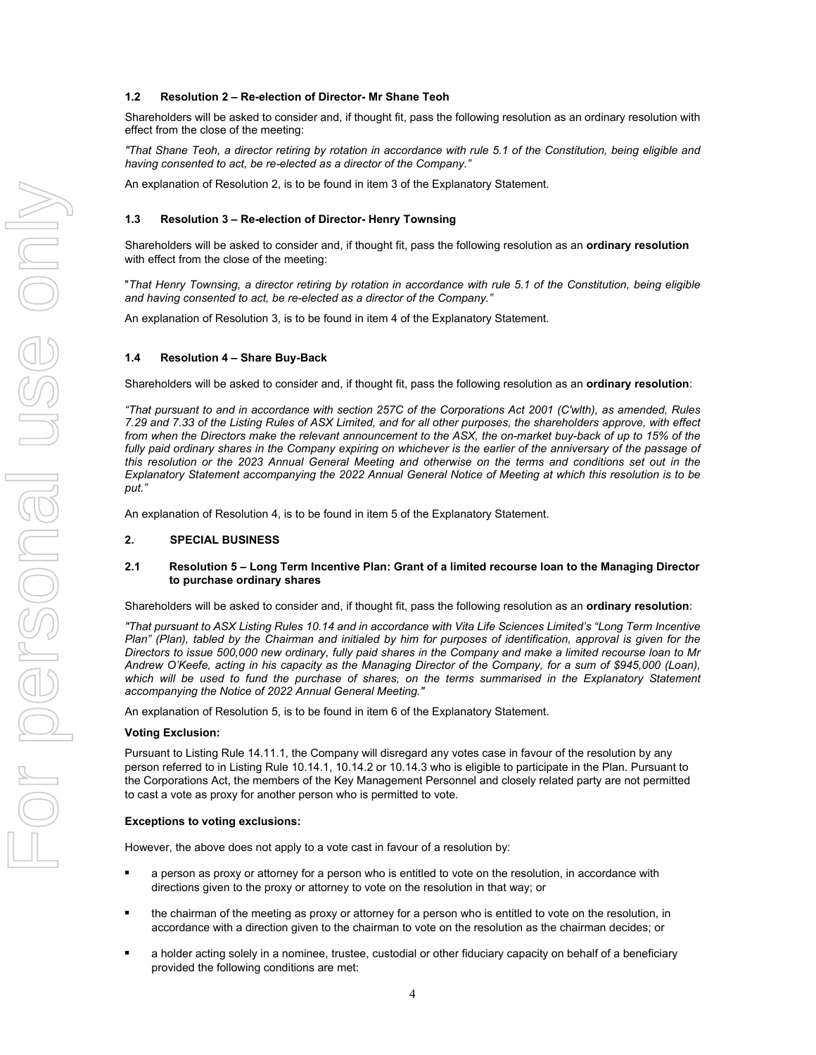### 1.2 Resolution 2 – Re-election of Director- Mr Shane Teoh

Shareholders will be asked to consider and, if thought fit, pass the following resolution as an ordinary resolution with effect from the close of the meeting:

*"That Shane Teoh, a director retiring by rotation in accordance with rule 5.1 of the Constitution, being eligible and having consented to act, be re-elected as a director of the Company."*

An explanation of Resolution 2, is to be found in item 3 of the Explanatory Statement.

### 1.3 Resolution 3 – Re-election of Director- Henry Townsing

Shareholders will be asked to consider and, if thought fit, pass the following resolution as an **ordinary resolution** with effect from the close of the meeting:

"*That Henry Townsing, a director retiring by rotation in accordance with rule 5.1 of the Constitution, being eligible and having consented to act, be re-elected as a director of the Company."*

An explanation of Resolution 3, is to be found in item 4 of the Explanatory Statement.

### 1.4 Resolution 4 – Share Buy-Back

Shareholders will be asked to consider and, if thought fit, pass the following resolution as an **ordinary resolution**:

*"That pursuant to and in accordance with section 257C of the Corporations Act 2001 (C'wlth), as amended, Rules 7.29 and 7.33 of the Listing Rules of ASX Limited, and for all other purposes, the shareholders approve, with effect from when the Directors make the relevant announcement to the ASX, the on-market buy-back of up to 15% of the fully paid ordinary shares in the Company expiring on whichever is the earlier of the anniversary of the passage of this resolution or the 2023 Annual General Meeting and otherwise on the terms and conditions set out in the Explanatory Statement accompanying the 2022 Annual General Notice of Meeting at which this resolution is to be put."*

An explanation of Resolution 4, is to be found in item 5 of the Explanatory Statement.

## 2. SPECIAL BUSINESS

### 2.1 Resolution 5 – Long Term Incentive Plan: Grant of a limited recourse loan to the Managing Director to purchase ordinary shares

Shareholders will be asked to consider and, if thought fit, pass the following resolution as an **ordinary resolution**:

*"That pursuant to ASX Listing Rules 10.14 and in accordance with Vita Life Sciences Limited's "Long Term Incentive Plan" (Plan), tabled by the Chairman and initialed by him for purposes of identification, approval is given for the Directors to issue 500,000 new ordinary, fully paid shares in the Company and make a limited recourse loan to Mr Andrew O'Keefe, acting in his capacity as the Managing Director of the Company, for a sum of $945,000 (Loan), which will be used to fund the purchase of shares, on the terms summarised in the Explanatory Statement accompanying the Notice of 2022 Annual General Meeting."*

An explanation of Resolution 5, is to be found in item 6 of the Explanatory Statement.

**Voting Exclusion:**

Pursuant to Listing Rule 14.11.1, the Company will disregard any votes case in favour of the resolution by any person referred to in Listing Rule 10.14.1, 10.14.2 or 10.14.3 who is eligible to participate in the Plan. Pursuant to the Corporations Act, the members of the Key Management Personnel and closely related party are not permitted to cast a vote as proxy for another person who is permitted to vote.

**Exceptions to voting exclusions:**

However, the above does not apply to a vote cast in favour of a resolution by:

- a person as proxy or attorney for a person who is entitled to vote on the resolution, in accordance with directions given to the proxy or attorney to vote on the resolution in that way; or
- the chairman of the meeting as proxy or attorney for a person who is entitled to vote on the resolution, in accordance with a direction given to the chairman to vote on the resolution as the chairman decides; or
- a holder acting solely in a nominee, trustee, custodial or other fiduciary capacity on behalf of a beneficiary provided the following conditions are met: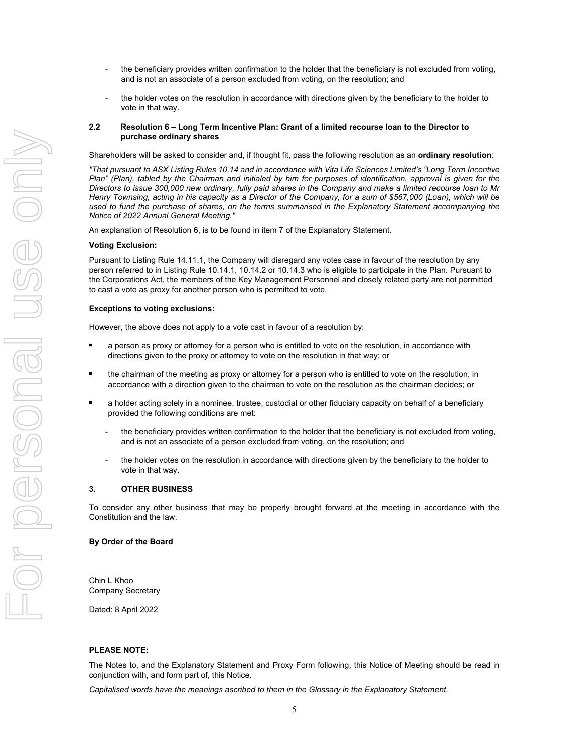- the beneficiary provides written confirmation to the holder that the beneficiary is not excluded from voting, and is not an associate of a person excluded from voting, on the resolution; and
- the holder votes on the resolution in accordance with directions given by the beneficiary to the holder to vote in that way.

### 2.2 Resolution 6 – Long Term Incentive Plan: Grant of a limited recourse loan to the Director to purchase ordinary shares

Shareholders will be asked to consider and, if thought fit, pass the following resolution as an **ordinary resolution**:

*"That pursuant to ASX Listing Rules 10.14 and in accordance with Vita Life Sciences Limited's "Long Term Incentive Plan" (Plan), tabled by the Chairman and initialled by him for purposes of identification, approval is given for the Directors to issue 300,000 new ordinary, fully paid shares in the Company and make a limited recourse loan to Mr Henry Townsing, acting in his capacity as a Director of the Company, for a sum of $567,000 (Loan), which will be used to fund the purchase of shares, on the terms summarised in the Explanatory Statement accompanying the Notice of 2022 Annual General Meeting."*

An explanation of Resolution 6, is to be found in item 7 of the Explanatory Statement.

**Voting Exclusion:**

Pursuant to Listing Rule 14.11.1, the Company will disregard any votes case in favour of the resolution by any person referred to in Listing Rule 10.14.1, 10.14.2 or 10.14.3 who is eligible to participate in the Plan. Pursuant to the Corporations Act, the members of the Key Management Personnel and closely related party are not permitted to cast a vote as proxy for another person who is permitted to vote.

**Exceptions to voting exclusions:**

However, the above does not apply to a vote cast in favour of a resolution by:

- a person as proxy or attorney for a person who is entitled to vote on the resolution, in accordance with directions given to the proxy or attorney to vote on the resolution in that way; or
- the chairman of the meeting as proxy or attorney for a person who is entitled to vote on the resolution, in accordance with a direction given to the chairman to vote on the resolution as the chairman decides; or
- a holder acting solely in a nominee, trustee, custodial or other fiduciary capacity on behalf of a beneficiary provided the following conditions are met:
  - the beneficiary provides written confirmation to the holder that the beneficiary is not excluded from voting, and is not an associate of a person excluded from voting, on the resolution; and
  - the holder votes on the resolution in accordance with directions given by the beneficiary to the holder to vote in that way.

## 3. OTHER BUSINESS

To consider any other business that may be properly brought forward at the meeting in accordance with the Constitution and the law.

**By Order of the Board**

Chin L Khoo
Company Secretary

Dated: 8 April 2022

**PLEASE NOTE:**

The Notes to, and the Explanatory Statement and Proxy Form following, this Notice of Meeting should be read in conjunction with, and form part of, this Notice.

*Capitalised words have the meanings ascribed to them in the Glossary in the Explanatory Statement.*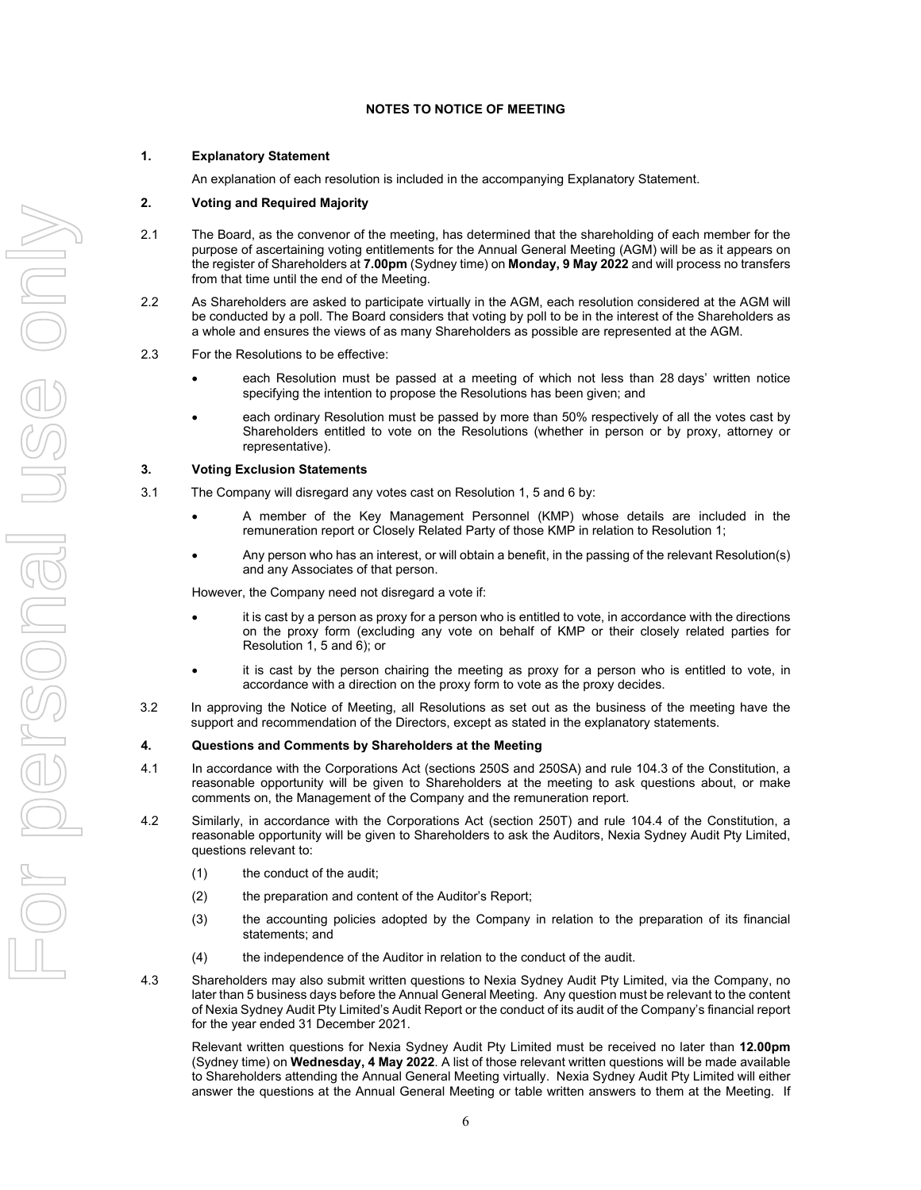## NOTES TO NOTICE OF MEETING

### 1. Explanatory Statement

An explanation of each resolution is included in the accompanying Explanatory Statement.

### 2. Voting and Required Majority

2.1 The Board, as the convenor of the meeting, has determined that the shareholding of each member for the purpose of ascertaining voting entitlements for the Annual General Meeting (AGM) will be as it appears on the register of Shareholders at **7.00pm** (Sydney time) on **Monday, 9 May 2022** and will process no transfers from that time until the end of the Meeting.

2.2 As Shareholders are asked to participate virtually in the AGM, each resolution considered at the AGM will be conducted by a poll. The Board considers that voting by poll to be in the interest of the Shareholders as a whole and ensures the views of as many Shareholders as possible are represented at the AGM.

2.3 For the Resolutions to be effective:

- each Resolution must be passed at a meeting of which not less than 28 days' written notice specifying the intention to propose the Resolutions has been given; and
- each ordinary Resolution must be passed by more than 50% respectively of all the votes cast by Shareholders entitled to vote on the Resolutions (whether in person or by proxy, attorney or representative).

### 3. Voting Exclusion Statements

3.1 The Company will disregard any votes cast on Resolution 1, 5 and 6 by:

- A member of the Key Management Personnel (KMP) whose details are included in the remuneration report or Closely Related Party of those KMP in relation to Resolution 1;
- Any person who has an interest, or will obtain a benefit, in the passing of the relevant Resolution(s) and any Associates of that person.

However, the Company need not disregard a vote if:

- it is cast by a person as proxy for a person who is entitled to vote, in accordance with the directions on the proxy form (excluding any vote on behalf of KMP or their closely related parties for Resolution 1, 5 and 6); or
- it is cast by the person chairing the meeting as proxy for a person who is entitled to vote, in accordance with a direction on the proxy form to vote as the proxy decides.

3.2 In approving the Notice of Meeting, all Resolutions as set out as the business of the meeting have the support and recommendation of the Directors, except as stated in the explanatory statements.

### 4. Questions and Comments by Shareholders at the Meeting

4.1 In accordance with the Corporations Act (sections 250S and 250SA) and rule 104.3 of the Constitution, a reasonable opportunity will be given to Shareholders at the meeting to ask questions about, or make comments on, the Management of the Company and the remuneration report.

4.2 Similarly, in accordance with the Corporations Act (section 250T) and rule 104.4 of the Constitution, a reasonable opportunity will be given to Shareholders to ask the Auditors, Nexia Sydney Audit Pty Limited, questions relevant to:

(1) the conduct of the audit;

(2) the preparation and content of the Auditor's Report;

(3) the accounting policies adopted by the Company in relation to the preparation of its financial statements; and

(4) the independence of the Auditor in relation to the conduct of the audit.

4.3 Shareholders may also submit written questions to Nexia Sydney Audit Pty Limited, via the Company, no later than 5 business days before the Annual General Meeting. Any question must be relevant to the content of Nexia Sydney Audit Pty Limited's Audit Report or the conduct of its audit of the Company's financial report for the year ended 31 December 2021.

Relevant written questions for Nexia Sydney Audit Pty Limited must be received no later than **12.00pm** (Sydney time) on **Wednesday, 4 May 2022**. A list of those relevant written questions will be made available to Shareholders attending the Annual General Meeting virtually. Nexia Sydney Audit Pty Limited will either answer the questions at the Annual General Meeting or table written answers to them at the Meeting. If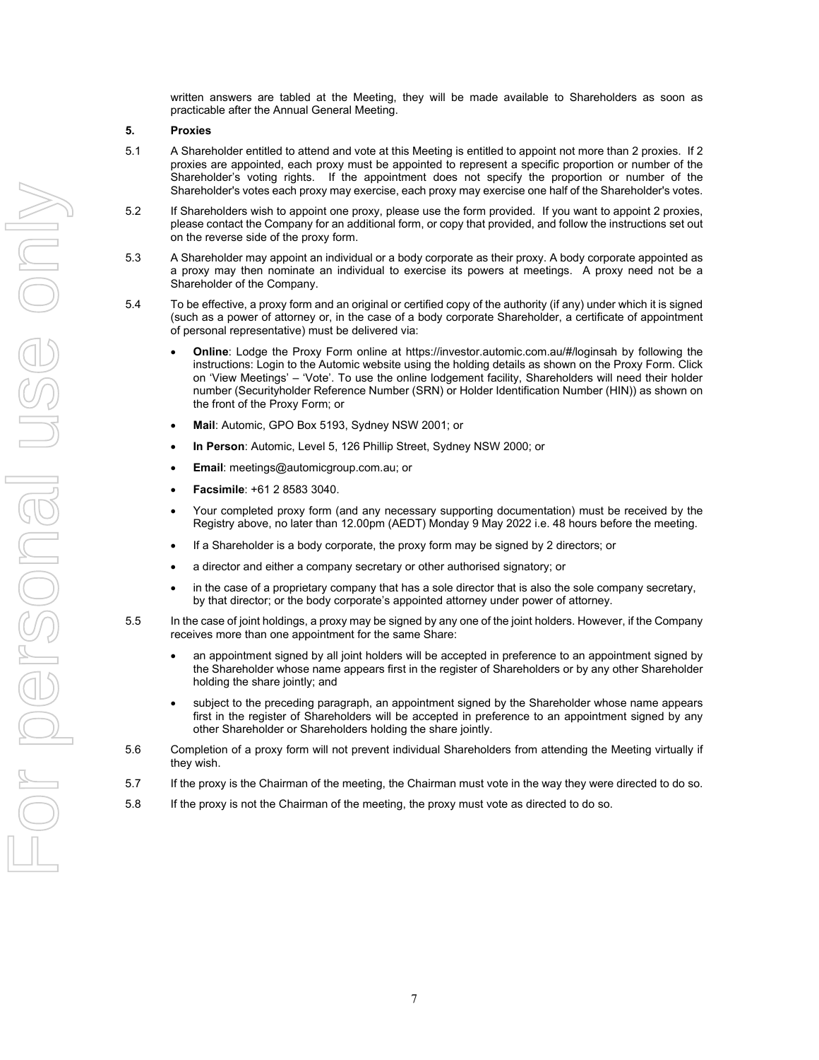written answers are tabled at the Meeting, they will be made available to Shareholders as soon as practicable after the Annual General Meeting.

## 5. Proxies

5.1 A Shareholder entitled to attend and vote at this Meeting is entitled to appoint not more than 2 proxies. If 2 proxies are appointed, each proxy must be appointed to represent a specific proportion or number of the Shareholder's voting rights. If the appointment does not specify the proportion or number of the Shareholder's votes each proxy may exercise, each proxy may exercise one half of the Shareholder's votes.

5.2 If Shareholders wish to appoint one proxy, please use the form provided. If you want to appoint 2 proxies, please contact the Company for an additional form, or copy that provided, and follow the instructions set out on the reverse side of the proxy form.

5.3 A Shareholder may appoint an individual or a body corporate as their proxy. A body corporate appointed as a proxy may then nominate an individual to exercise its powers at meetings. A proxy need not be a Shareholder of the Company.

5.4 To be effective, a proxy form and an original or certified copy of the authority (if any) under which it is signed (such as a power of attorney or, in the case of a body corporate Shareholder, a certificate of appointment of personal representative) must be delivered via:

- **Online**: Lodge the Proxy Form online at https://investor.automic.com.au/#/loginsah by following the instructions: Login to the Automic website using the holding details as shown on the Proxy Form. Click on 'View Meetings' – 'Vote'. To use the online lodgement facility, Shareholders will need their holder number (Securityholder Reference Number (SRN) or Holder Identification Number (HIN)) as shown on the front of the Proxy Form; or
- **Mail**: Automic, GPO Box 5193, Sydney NSW 2001; or
- **In Person**: Automic, Level 5, 126 Phillip Street, Sydney NSW 2000; or
- **Email**: meetings@automicgroup.com.au; or
- **Facsimile**: +61 2 8583 3040.
- Your completed proxy form (and any necessary supporting documentation) must be received by the Registry above, no later than 12.00pm (AEDT) Monday 9 May 2022 i.e. 48 hours before the meeting.
- If a Shareholder is a body corporate, the proxy form may be signed by 2 directors; or
- a director and either a company secretary or other authorised signatory; or
- in the case of a proprietary company that has a sole director that is also the sole company secretary, by that director; or the body corporate's appointed attorney under power of attorney.

5.5 In the case of joint holdings, a proxy may be signed by any one of the joint holders. However, if the Company receives more than one appointment for the same Share:

- an appointment signed by all joint holders will be accepted in preference to an appointment signed by the Shareholder whose name appears first in the register of Shareholders or by any other Shareholder holding the share jointly; and
- subject to the preceding paragraph, an appointment signed by the Shareholder whose name appears first in the register of Shareholders will be accepted in preference to an appointment signed by any other Shareholder or Shareholders holding the share jointly.

5.6 Completion of a proxy form will not prevent individual Shareholders from attending the Meeting virtually if they wish.

5.7 If the proxy is the Chairman of the meeting, the Chairman must vote in the way they were directed to do so.

5.8 If the proxy is not the Chairman of the meeting, the proxy must vote as directed to do so.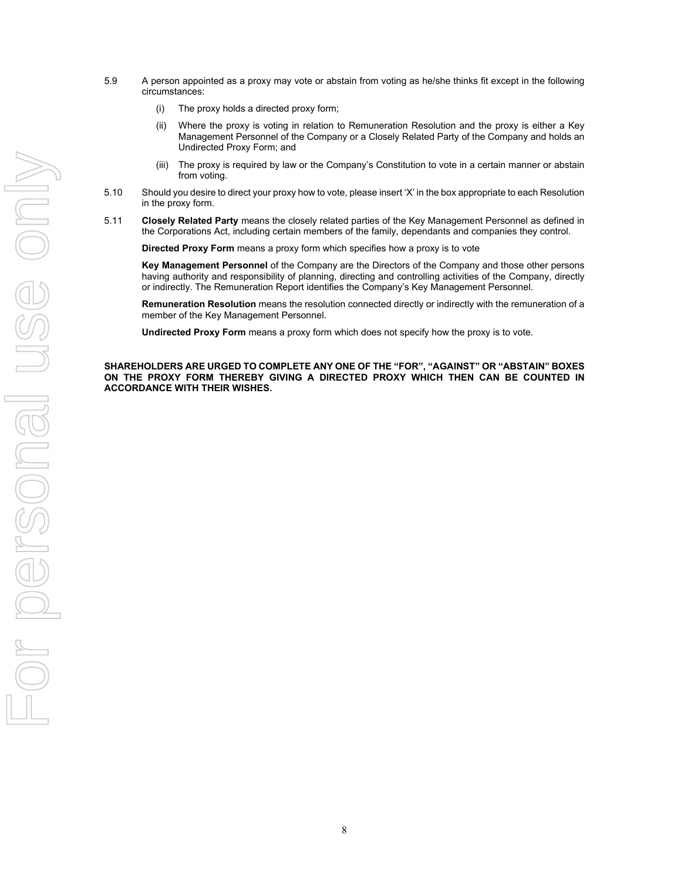5.9 A person appointed as a proxy may vote or abstain from voting as he/she thinks fit except in the following circumstances:

(i) The proxy holds a directed proxy form;

(ii) Where the proxy is voting in relation to Remuneration Resolution and the proxy is either a Key Management Personnel of the Company or a Closely Related Party of the Company and holds an Undirected Proxy Form; and

(iii) The proxy is required by law or the Company's Constitution to vote in a certain manner or abstain from voting.

5.10 Should you desire to direct your proxy how to vote, please insert 'X' in the box appropriate to each Resolution in the proxy form.

5.11 **Closely Related Party** means the closely related parties of the Key Management Personnel as defined in the Corporations Act, including certain members of the family, dependants and companies they control.

**Directed Proxy Form** means a proxy form which specifies how a proxy is to vote

**Key Management Personnel** of the Company are the Directors of the Company and those other persons having authority and responsibility of planning, directing and controlling activities of the Company, directly or indirectly. The Remuneration Report identifies the Company's Key Management Personnel.

**Remuneration Resolution** means the resolution connected directly or indirectly with the remuneration of a member of the Key Management Personnel.

**Undirected Proxy Form** means a proxy form which does not specify how the proxy is to vote.

**SHAREHOLDERS ARE URGED TO COMPLETE ANY ONE OF THE "FOR", "AGAINST" OR "ABSTAIN" BOXES ON THE PROXY FORM THEREBY GIVING A DIRECTED PROXY WHICH THEN CAN BE COUNTED IN ACCORDANCE WITH THEIR WISHES.**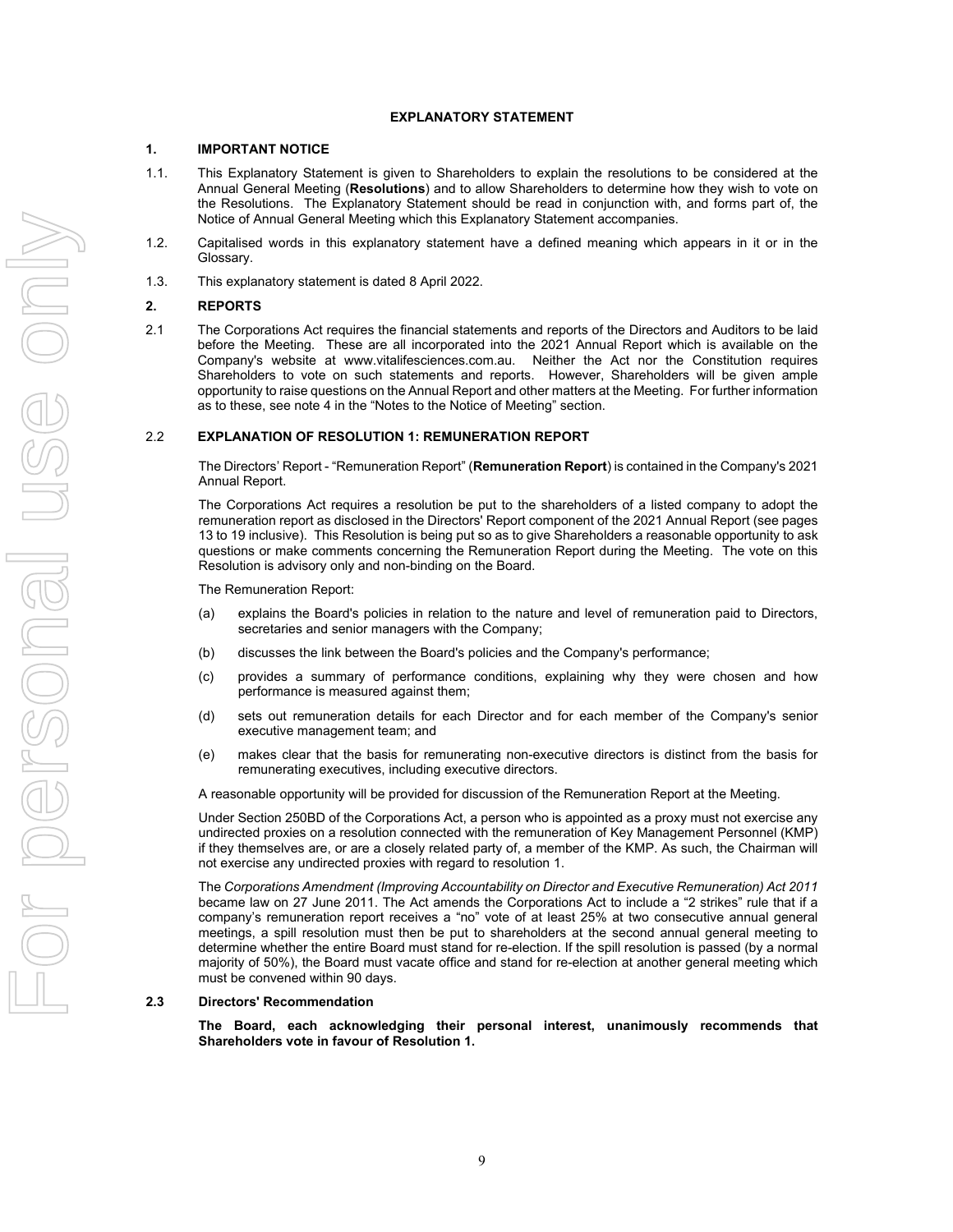# EXPLANATORY STATEMENT

## 1. IMPORTANT NOTICE

1.1. This Explanatory Statement is given to Shareholders to explain the resolutions to be considered at the Annual General Meeting (**Resolutions**) and to allow Shareholders to determine how they wish to vote on the Resolutions. The Explanatory Statement should be read in conjunction with, and forms part of, the Notice of Annual General Meeting which this Explanatory Statement accompanies.

1.2. Capitalised words in this explanatory statement have a defined meaning which appears in it or in the Glossary.

1.3. This explanatory statement is dated 8 April 2022.

## 2. REPORTS

2.1 The Corporations Act requires the financial statements and reports of the Directors and Auditors to be laid before the Meeting. These are all incorporated into the 2021 Annual Report which is available on the Company's website at www.vitalifesciences.com.au. Neither the Act nor the Constitution requires Shareholders to vote on such statements and reports. However, Shareholders will be given ample opportunity to raise questions on the Annual Report and other matters at the Meeting. For further information as to these, see note 4 in the "Notes to the Notice of Meeting" section.

### 2.2 EXPLANATION OF RESOLUTION 1: REMUNERATION REPORT

The Directors' Report - "Remuneration Report" (**Remuneration Report**) is contained in the Company's 2021 Annual Report.

The Corporations Act requires a resolution be put to the shareholders of a listed company to adopt the remuneration report as disclosed in the Directors' Report component of the 2021 Annual Report (see pages 13 to 19 inclusive). This Resolution is being put so as to give Shareholders a reasonable opportunity to ask questions or make comments concerning the Remuneration Report during the Meeting. The vote on this Resolution is advisory only and non-binding on the Board.

The Remuneration Report:

(a) explains the Board's policies in relation to the nature and level of remuneration paid to Directors, secretaries and senior managers with the Company;

(b) discusses the link between the Board's policies and the Company's performance;

(c) provides a summary of performance conditions, explaining why they were chosen and how performance is measured against them;

(d) sets out remuneration details for each Director and for each member of the Company's senior executive management team; and

(e) makes clear that the basis for remunerating non-executive directors is distinct from the basis for remunerating executives, including executive directors.

A reasonable opportunity will be provided for discussion of the Remuneration Report at the Meeting.

Under Section 250BD of the Corporations Act, a person who is appointed as a proxy must not exercise any undirected proxies on a resolution connected with the remuneration of Key Management Personnel (KMP) if they themselves are, or are a closely related party of, a member of the KMP. As such, the Chairman will not exercise any undirected proxies with regard to resolution 1.

The *Corporations Amendment (Improving Accountability on Director and Executive Remuneration) Act 2011* became law on 27 June 2011. The Act amends the Corporations Act to include a "2 strikes" rule that if a company's remuneration report receives a "no" vote of at least 25% at two consecutive annual general meetings, a spill resolution must then be put to shareholders at the second annual general meeting to determine whether the entire Board must stand for re-election. If the spill resolution is passed (by a normal majority of 50%), the Board must vacate office and stand for re-election at another general meeting which must be convened within 90 days.

### 2.3 Directors' Recommendation

**The Board, each acknowledging their personal interest, unanimously recommends that Shareholders vote in favour of Resolution 1.**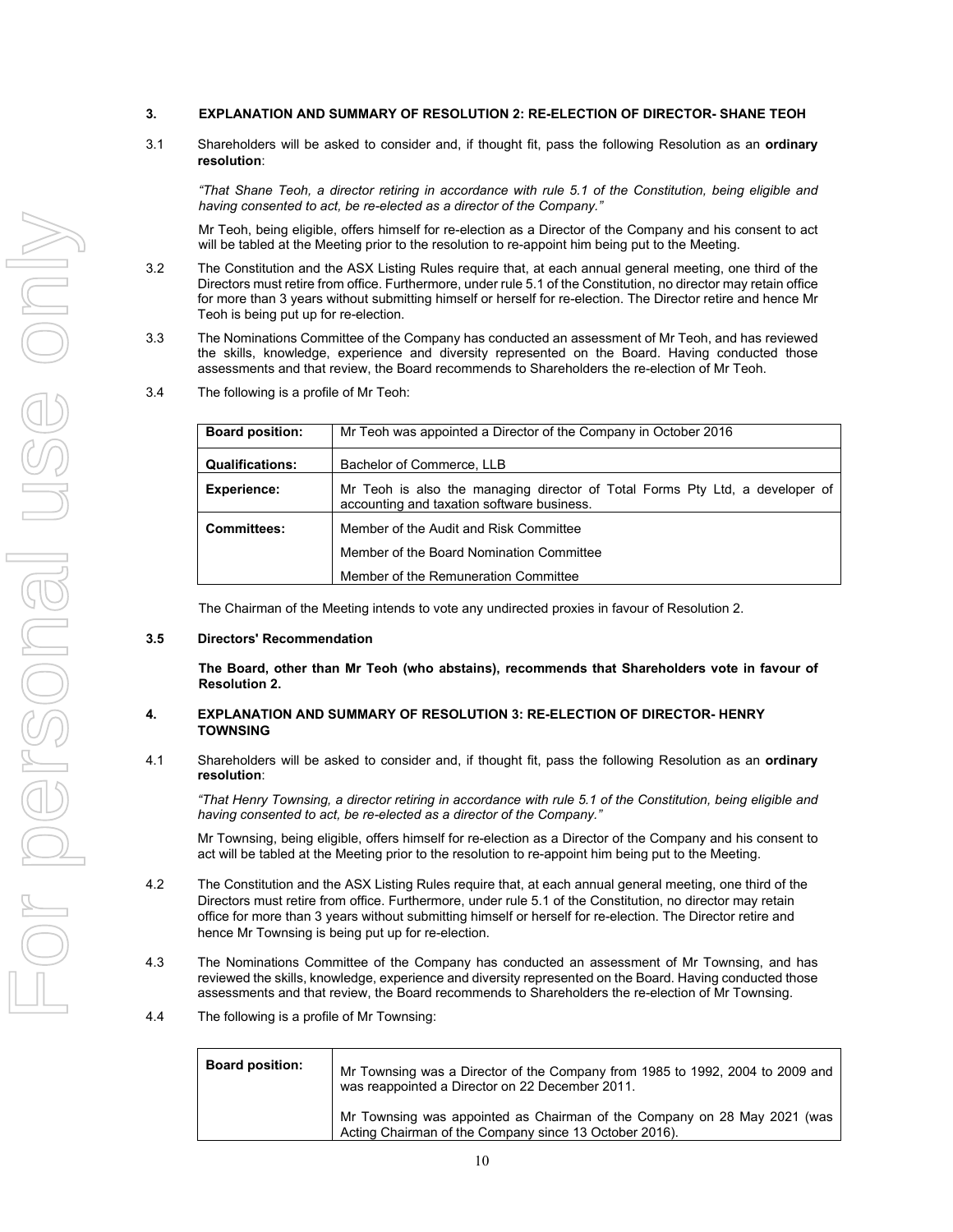### 3. EXPLANATION AND SUMMARY OF RESOLUTION 2: RE-ELECTION OF DIRECTOR- SHANE TEOH

3.1 Shareholders will be asked to consider and, if thought fit, pass the following Resolution as an **ordinary resolution**:

*"That Shane Teoh, a director retiring in accordance with rule 5.1 of the Constitution, being eligible and having consented to act, be re-elected as a director of the Company."*

Mr Teoh, being eligible, offers himself for re-election as a Director of the Company and his consent to act will be tabled at the Meeting prior to the resolution to re-appoint him being put to the Meeting.

3.2 The Constitution and the ASX Listing Rules require that, at each annual general meeting, one third of the Directors must retire from office. Furthermore, under rule 5.1 of the Constitution, no director may retain office for more than 3 years without submitting himself or herself for re-election. The Director retire and hence Mr Teoh is being put up for re-election.

3.3 The Nominations Committee of the Company has conducted an assessment of Mr Teoh, and has reviewed the skills, knowledge, experience and diversity represented on the Board. Having conducted those assessments and that review, the Board recommends to Shareholders the re-election of Mr Teoh.

3.4 The following is a profile of Mr Teoh:

| | |
|---|---|
| **Board position:** | Mr Teoh was appointed a Director of the Company in October 2016 |
| **Qualifications:** | Bachelor of Commerce, LLB |
| **Experience:** | Mr Teoh is also the managing director of Total Forms Pty Ltd, a developer of accounting and taxation software business. |
| **Committees:** | Member of the Audit and Risk Committee<br>Member of the Board Nomination Committee<br>Member of the Remuneration Committee |

The Chairman of the Meeting intends to vote any undirected proxies in favour of Resolution 2.

**3.5 Directors' Recommendation**

**The Board, other than Mr Teoh (who abstains), recommends that Shareholders vote in favour of Resolution 2.**

### 4. EXPLANATION AND SUMMARY OF RESOLUTION 3: RE-ELECTION OF DIRECTOR- HENRY TOWNSING

4.1 Shareholders will be asked to consider and, if thought fit, pass the following Resolution as an **ordinary resolution**:

*"That Henry Townsing, a director retiring in accordance with rule 5.1 of the Constitution, being eligible and having consented to act, be re-elected as a director of the Company."*

Mr Townsing, being eligible, offers himself for re-election as a Director of the Company and his consent to act will be tabled at the Meeting prior to the resolution to re-appoint him being put to the Meeting.

4.2 The Constitution and the ASX Listing Rules require that, at each annual general meeting, one third of the Directors must retire from office. Furthermore, under rule 5.1 of the Constitution, no director may retain office for more than 3 years without submitting himself or herself for re-election. The Director retire and hence Mr Townsing is being put up for re-election.

4.3 The Nominations Committee of the Company has conducted an assessment of Mr Townsing, and has reviewed the skills, knowledge, experience and diversity represented on the Board. Having conducted those assessments and that review, the Board recommends to Shareholders the re-election of Mr Townsing.

4.4 The following is a profile of Mr Townsing:

| | |
|---|---|
| **Board position:** | Mr Townsing was a Director of the Company from 1985 to 1992, 2004 to 2009 and was reappointed a Director on 22 December 2011.<br><br>Mr Townsing was appointed as Chairman of the Company on 28 May 2021 (was Acting Chairman of the Company since 13 October 2016). |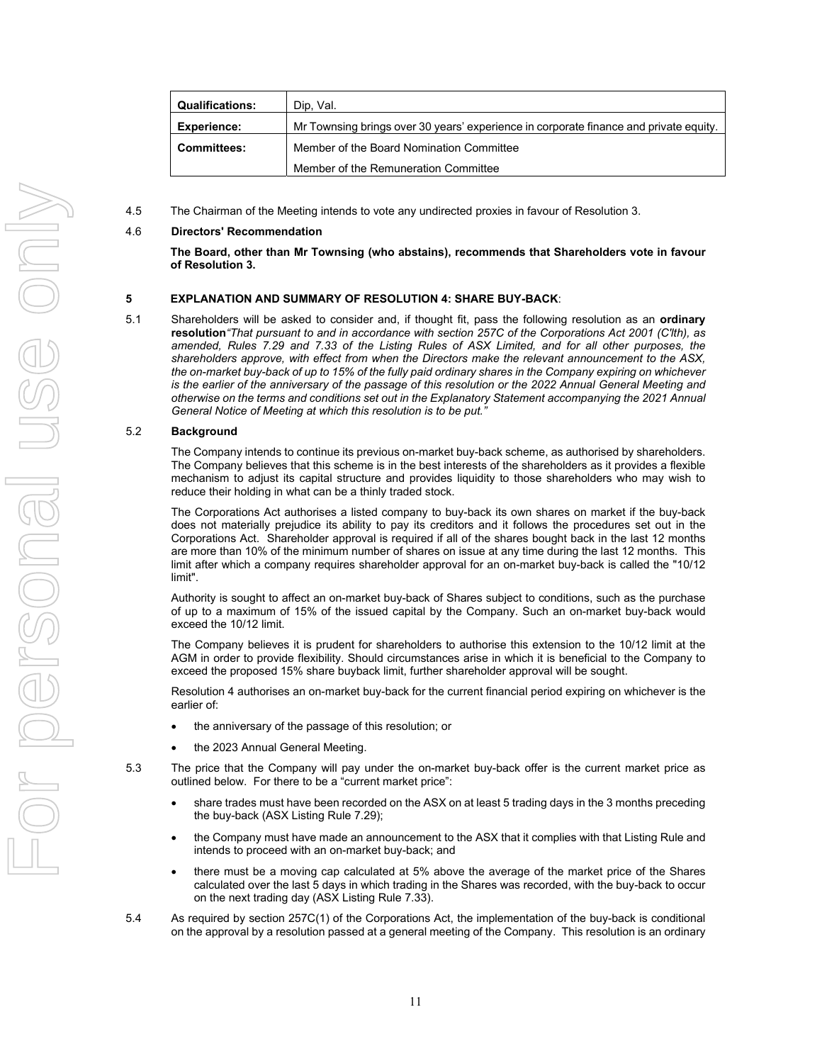| Qualifications: | Dip, Val. |
|---|---|
| Experience: | Mr Townsing brings over 30 years' experience in corporate finance and private equity. |
| Committees: | Member of the Board Nomination Committee |
| | Member of the Remuneration Committee |

4.5 The Chairman of the Meeting intends to vote any undirected proxies in favour of Resolution 3.

4.6 **Directors' Recommendation**

**The Board, other than Mr Townsing (who abstains), recommends that Shareholders vote in favour of Resolution 3.**

## 5 EXPLANATION AND SUMMARY OF RESOLUTION 4: SHARE BUY-BACK:

5.1 Shareholders will be asked to consider and, if thought fit, pass the following resolution as an **ordinary resolution** *"That pursuant to and in accordance with section 257C of the Corporations Act 2001 (C'lth), as amended, Rules 7.29 and 7.33 of the Listing Rules of ASX Limited, and for all other purposes, the shareholders approve, with effect from when the Directors make the relevant announcement to the ASX, the on-market buy-back of up to 15% of the fully paid ordinary shares in the Company expiring on whichever is the earlier of the anniversary of the passage of this resolution or the 2022 Annual General Meeting and otherwise on the terms and conditions set out in the Explanatory Statement accompanying the 2021 Annual General Notice of Meeting at which this resolution is to be put."*

5.2 **Background**

The Company intends to continue its previous on-market buy-back scheme, as authorised by shareholders. The Company believes that this scheme is in the best interests of the shareholders as it provides a flexible mechanism to adjust its capital structure and provides liquidity to those shareholders who may wish to reduce their holding in what can be a thinly traded stock.

The Corporations Act authorises a listed company to buy-back its own shares on market if the buy-back does not materially prejudice its ability to pay its creditors and it follows the procedures set out in the Corporations Act. Shareholder approval is required if all of the shares bought back in the last 12 months are more than 10% of the minimum number of shares on issue at any time during the last 12 months. This limit after which a company requires shareholder approval for an on-market buy-back is called the "10/12 limit".

Authority is sought to affect an on-market buy-back of Shares subject to conditions, such as the purchase of up to a maximum of 15% of the issued capital by the Company. Such an on-market buy-back would exceed the 10/12 limit.

The Company believes it is prudent for shareholders to authorise this extension to the 10/12 limit at the AGM in order to provide flexibility. Should circumstances arise in which it is beneficial to the Company to exceed the proposed 15% share buyback limit, further shareholder approval will be sought.

Resolution 4 authorises an on-market buy-back for the current financial period expiring on whichever is the earlier of:

- the anniversary of the passage of this resolution; or
- the 2023 Annual General Meeting.

5.3 The price that the Company will pay under the on-market buy-back offer is the current market price as outlined below. For there to be a "current market price":

- share trades must have been recorded on the ASX on at least 5 trading days in the 3 months preceding the buy-back (ASX Listing Rule 7.29);
- the Company must have made an announcement to the ASX that it complies with that Listing Rule and intends to proceed with an on-market buy-back; and
- there must be a moving cap calculated at 5% above the average of the market price of the Shares calculated over the last 5 days in which trading in the Shares was recorded, with the buy-back to occur on the next trading day (ASX Listing Rule 7.33).

5.4 As required by section 257C(1) of the Corporations Act, the implementation of the buy-back is conditional on the approval by a resolution passed at a general meeting of the Company. This resolution is an ordinary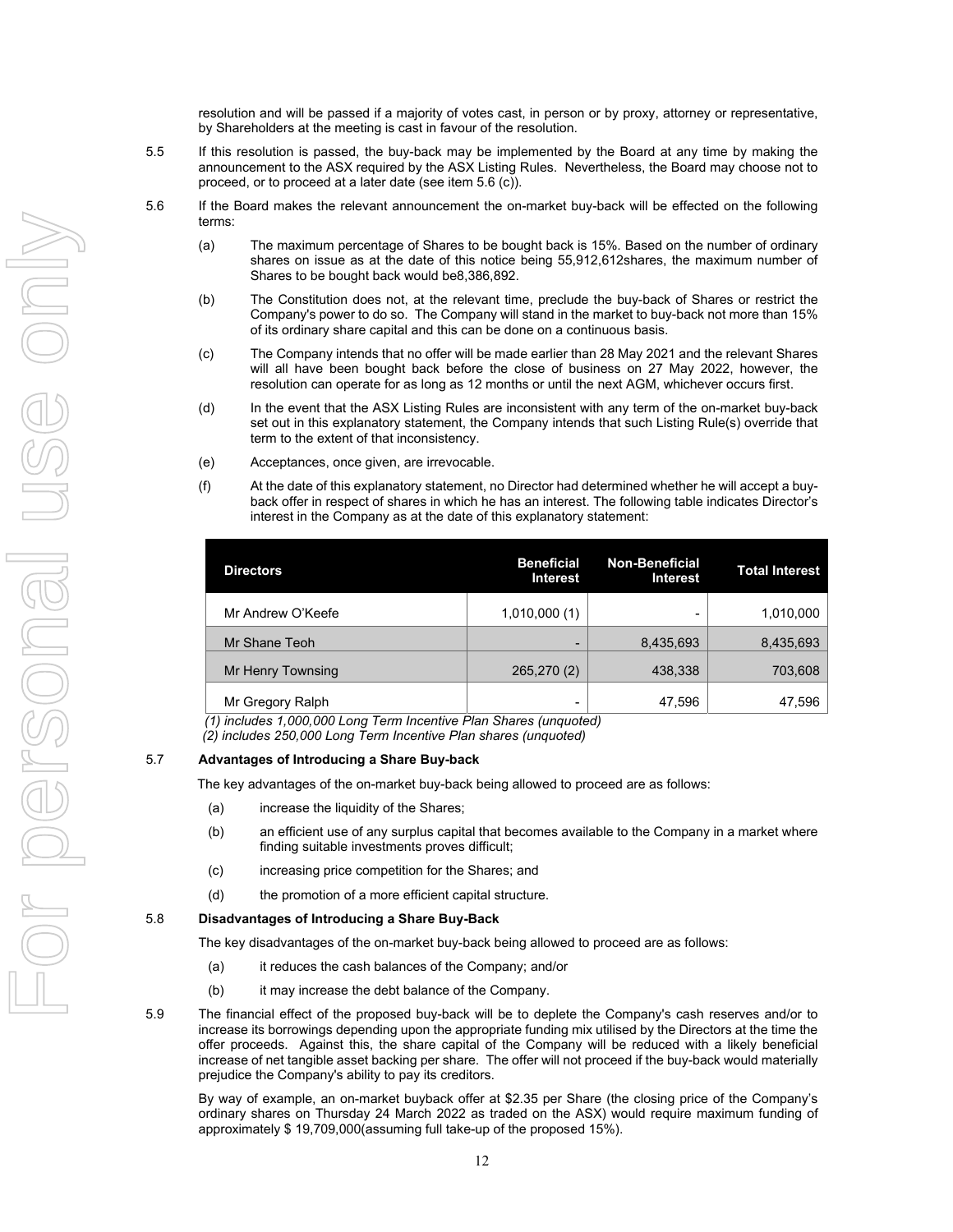resolution and will be passed if a majority of votes cast, in person or by proxy, attorney or representative, by Shareholders at the meeting is cast in favour of the resolution.

5.5 If this resolution is passed, the buy-back may be implemented by the Board at any time by making the announcement to the ASX required by the ASX Listing Rules. Nevertheless, the Board may choose not to proceed, or to proceed at a later date (see item 5.6 (c)).

5.6 If the Board makes the relevant announcement the on-market buy-back will be effected on the following terms:

(a) The maximum percentage of Shares to be bought back is 15%. Based on the number of ordinary shares on issue as at the date of this notice being 55,912,612shares, the maximum number of Shares to be bought back would be8,386,892.

(b) The Constitution does not, at the relevant time, preclude the buy-back of Shares or restrict the Company's power to do so. The Company will stand in the market to buy-back not more than 15% of its ordinary share capital and this can be done on a continuous basis.

(c) The Company intends that no offer will be made earlier than 28 May 2021 and the relevant Shares will all have been bought back before the close of business on 27 May 2022, however, the resolution can operate for as long as 12 months or until the next AGM, whichever occurs first.

(d) In the event that the ASX Listing Rules are inconsistent with any term of the on-market buy-back set out in this explanatory statement, the Company intends that such Listing Rule(s) override that term to the extent of that inconsistency.

(e) Acceptances, once given, are irrevocable.

(f) At the date of this explanatory statement, no Director had determined whether he will accept a buy-back offer in respect of shares in which he has an interest. The following table indicates Director's interest in the Company as at the date of this explanatory statement:

| Directors | Beneficial Interest | Non-Beneficial Interest | Total Interest |
|---|---|---|---|
| Mr Andrew O'Keefe | 1,010,000 (1) | - | 1,010,000 |
| Mr Shane Teoh | - | 8,435,693 | 8,435,693 |
| Mr Henry Townsing | 265,270 (2) | 438,338 | 703,608 |
| Mr Gregory Ralph | - | 47,596 | 47,596 |

*(1) includes 1,000,000 Long Term Incentive Plan Shares (unquoted)*
*(2) includes 250,000 Long Term Incentive Plan shares (unquoted)*

### 5.7 Advantages of Introducing a Share Buy-back

The key advantages of the on-market buy-back being allowed to proceed are as follows:

(a) increase the liquidity of the Shares;

(b) an efficient use of any surplus capital that becomes available to the Company in a market where finding suitable investments proves difficult;

(c) increasing price competition for the Shares; and

(d) the promotion of a more efficient capital structure.

### 5.8 Disadvantages of Introducing a Share Buy-Back

The key disadvantages of the on-market buy-back being allowed to proceed are as follows:

(a) it reduces the cash balances of the Company; and/or

(b) it may increase the debt balance of the Company.

5.9 The financial effect of the proposed buy-back will be to deplete the Company's cash reserves and/or to increase its borrowings depending upon the appropriate funding mix utilised by the Directors at the time the offer proceeds. Against this, the share capital of the Company will be reduced with a likely beneficial increase of net tangible asset backing per share. The offer will not proceed if the buy-back would materially prejudice the Company's ability to pay its creditors.

By way of example, an on-market buyback offer at $2.35 per Share (the closing price of the Company's ordinary shares on Thursday 24 March 2022 as traded on the ASX) would require maximum funding of approximately $ 19,709,000(assuming full take-up of the proposed 15%).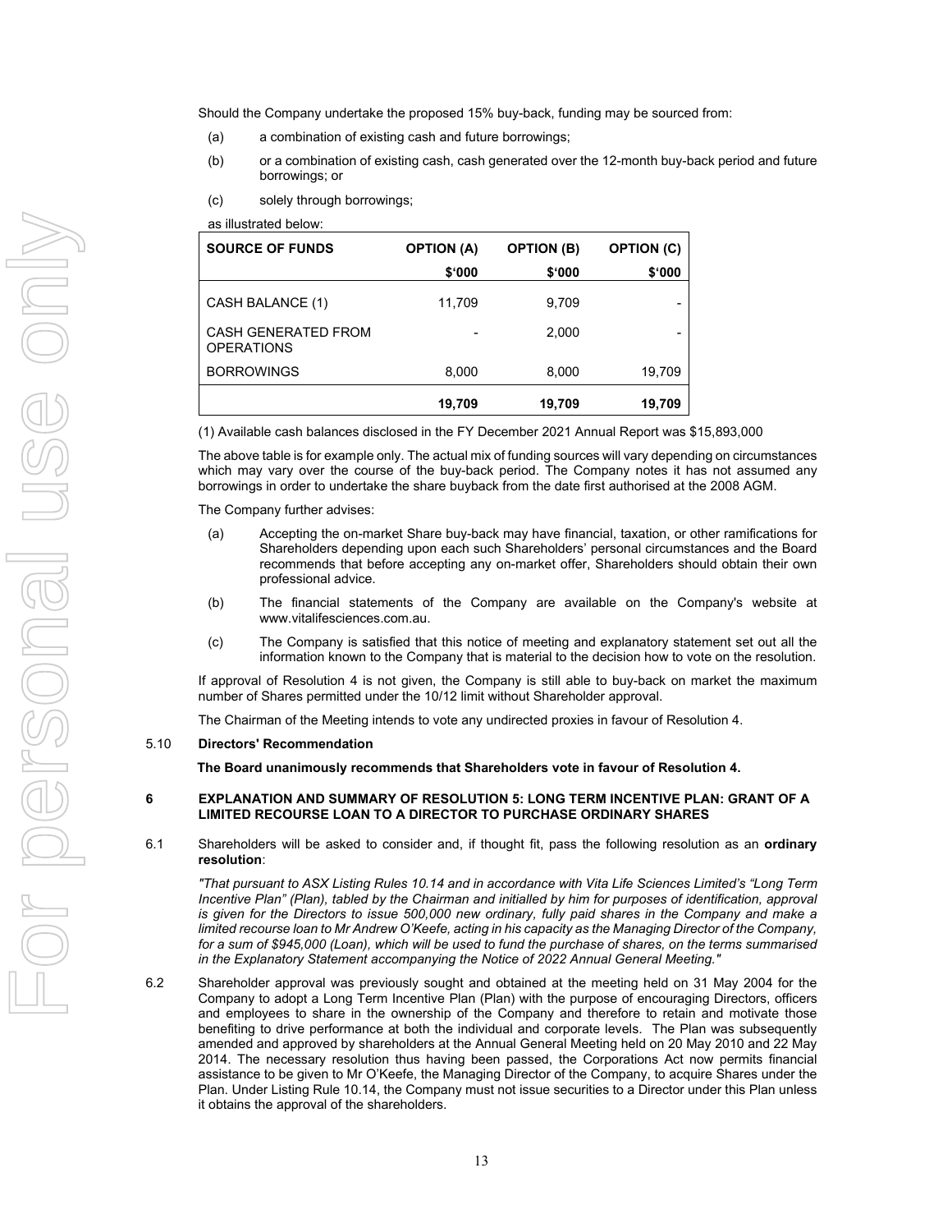Should the Company undertake the proposed 15% buy-back, funding may be sourced from:

(a) a combination of existing cash and future borrowings;

(b) or a combination of existing cash, cash generated over the 12-month buy-back period and future borrowings; or

(c) solely through borrowings;

as illustrated below:

| SOURCE OF FUNDS | OPTION (A) | OPTION (B) | OPTION (C) |
|---|---|---|---|
| | $'000 | $'000 | $'000 |
| CASH BALANCE (1) | 11,709 | 9,709 | - |
| CASH GENERATED FROM OPERATIONS | - | 2,000 | - |
| BORROWINGS | 8,000 | 8,000 | 19,709 |
| | **19,709** | **19,709** | **19,709** |

(1) Available cash balances disclosed in the FY December 2021 Annual Report was $15,893,000

The above table is for example only. The actual mix of funding sources will vary depending on circumstances which may vary over the course of the buy-back period. The Company notes it has not assumed any borrowings in order to undertake the share buyback from the date first authorised at the 2008 AGM.

The Company further advises:

(a) Accepting the on-market Share buy-back may have financial, taxation, or other ramifications for Shareholders depending upon each such Shareholders' personal circumstances and the Board recommends that before accepting any on-market offer, Shareholders should obtain their own professional advice.

(b) The financial statements of the Company are available on the Company's website at www.vitalifesciences.com.au.

(c) The Company is satisfied that this notice of meeting and explanatory statement set out all the information known to the Company that is material to the decision how to vote on the resolution.

If approval of Resolution 4 is not given, the Company is still able to buy-back on market the maximum number of Shares permitted under the 10/12 limit without Shareholder approval.

The Chairman of the Meeting intends to vote any undirected proxies in favour of Resolution 4.

### 5.10 Directors' Recommendation

**The Board unanimously recommends that Shareholders vote in favour of Resolution 4.**

## 6 EXPLANATION AND SUMMARY OF RESOLUTION 5: LONG TERM INCENTIVE PLAN: GRANT OF A LIMITED RECOURSE LOAN TO A DIRECTOR TO PURCHASE ORDINARY SHARES

6.1 Shareholders will be asked to consider and, if thought fit, pass the following resolution as an **ordinary resolution**:

*"That pursuant to ASX Listing Rules 10.14 and in accordance with Vita Life Sciences Limited's "Long Term Incentive Plan" (Plan), tabled by the Chairman and initialled by him for purposes of identification, approval is given for the Directors to issue 500,000 new ordinary, fully paid shares in the Company and make a limited recourse loan to Mr Andrew O'Keefe, acting in his capacity as the Managing Director of the Company, for a sum of $945,000 (Loan), which will be used to fund the purchase of shares, on the terms summarised in the Explanatory Statement accompanying the Notice of 2022 Annual General Meeting."*

6.2 Shareholder approval was previously sought and obtained at the meeting held on 31 May 2004 for the Company to adopt a Long Term Incentive Plan (Plan) with the purpose of encouraging Directors, officers and employees to share in the ownership of the Company and therefore to retain and motivate those benefiting to drive performance at both the individual and corporate levels. The Plan was subsequently amended and approved by shareholders at the Annual General Meeting held on 20 May 2010 and 22 May 2014. The necessary resolution thus having been passed, the Corporations Act now permits financial assistance to be given to Mr O'Keefe, the Managing Director of the Company, to acquire Shares under the Plan. Under Listing Rule 10.14, the Company must not issue securities to a Director under this Plan unless it obtains the approval of the shareholders.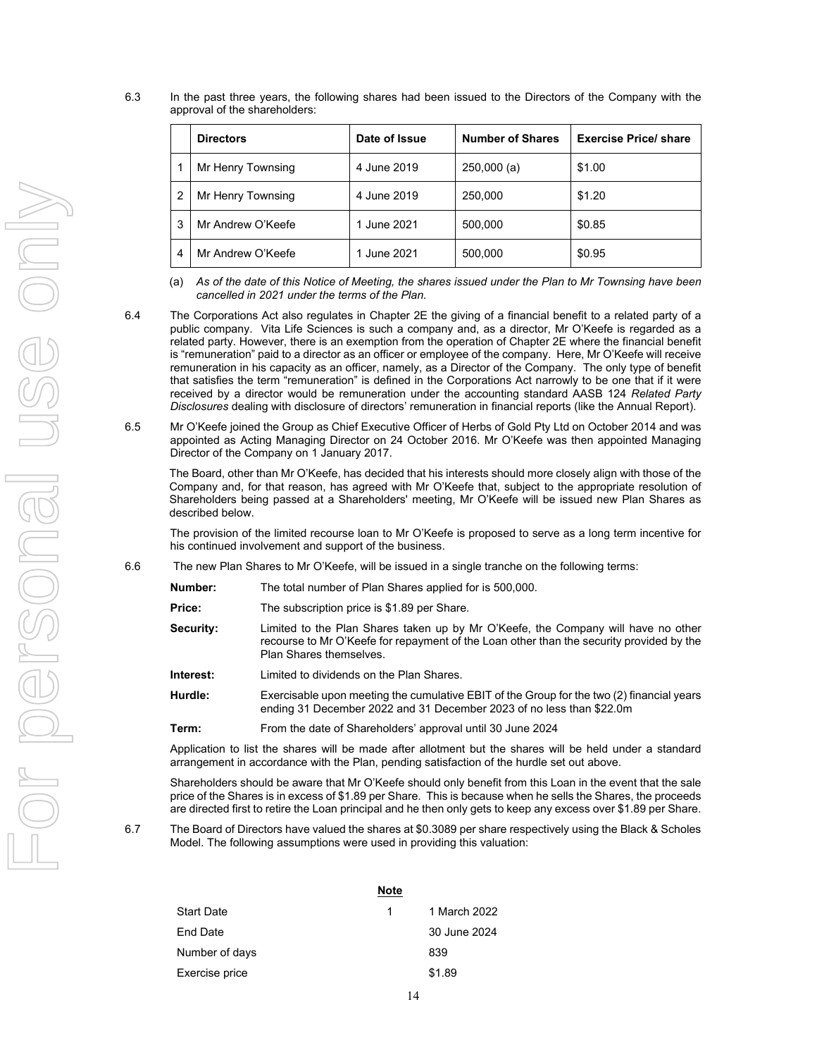6.3 In the past three years, the following shares had been issued to the Directors of the Company with the approval of the shareholders:

| | Directors | Date of Issue | Number of Shares | Exercise Price/ share |
|---|---|---|---|---|
| 1 | Mr Henry Townsing | 4 June 2019 | 250,000 (a) | $1.00 |
| 2 | Mr Henry Townsing | 4 June 2019 | 250,000 | $1.20 |
| 3 | Mr Andrew O'Keefe | 1 June 2021 | 500,000 | $0.85 |
| 4 | Mr Andrew O'Keefe | 1 June 2021 | 500,000 | $0.95 |

(a) *As of the date of this Notice of Meeting, the shares issued under the Plan to Mr Townsing have been cancelled in 2021 under the terms of the Plan.*

6.4 The Corporations Act also regulates in Chapter 2E the giving of a financial benefit to a related party of a public company. Vita Life Sciences is such a company and, as a director, Mr O'Keefe is regarded as a related party. However, there is an exemption from the operation of Chapter 2E where the financial benefit is "remuneration" paid to a director as an officer or employee of the company. Here, Mr O'Keefe will receive remuneration in his capacity as an officer, namely, as a Director of the Company. The only type of benefit that satisfies the term "remuneration" is defined in the Corporations Act narrowly to be one that if it were received by a director would be remuneration under the accounting standard AASB 124 *Related Party Disclosures* dealing with disclosure of directors' remuneration in financial reports (like the Annual Report).

6.5 Mr O'Keefe joined the Group as Chief Executive Officer of Herbs of Gold Pty Ltd on October 2014 and was appointed as Acting Managing Director on 24 October 2016. Mr O'Keefe was then appointed Managing Director of the Company on 1 January 2017.

The Board, other than Mr O'Keefe, has decided that his interests should more closely align with those of the Company and, for that reason, has agreed with Mr O'Keefe that, subject to the appropriate resolution of Shareholders being passed at a Shareholders' meeting, Mr O'Keefe will be issued new Plan Shares as described below.

The provision of the limited recourse loan to Mr O'Keefe is proposed to serve as a long term incentive for his continued involvement and support of the business.

6.6 The new Plan Shares to Mr O'Keefe, will be issued in a single tranche on the following terms:

**Number:** The total number of Plan Shares applied for is 500,000.

**Price:** The subscription price is $1.89 per Share.

**Security:** Limited to the Plan Shares taken up by Mr O'Keefe, the Company will have no other recourse to Mr O'Keefe for repayment of the Loan other than the security provided by the Plan Shares themselves.

**Interest:** Limited to dividends on the Plan Shares.

**Hurdle:** Exercisable upon meeting the cumulative EBIT of the Group for the two (2) financial years ending 31 December 2022 and 31 December 2023 of no less than $22.0m

**Term:** From the date of Shareholders' approval until 30 June 2024

Application to list the shares will be made after allotment but the shares will be held under a standard arrangement in accordance with the Plan, pending satisfaction of the hurdle set out above.

Shareholders should be aware that Mr O'Keefe should only benefit from this Loan in the event that the sale price of the Shares is in excess of $1.89 per Share. This is because when he sells the Shares, the proceeds are directed first to retire the Loan principal and he then only gets to keep any excess over $1.89 per Share.

6.7 The Board of Directors have valued the shares at $0.3089 per share respectively using the Black & Scholes Model. The following assumptions were used in providing this valuation:

| | Note | |
|---|---|---|
| Start Date | 1 | 1 March 2022 |
| End Date | | 30 June 2024 |
| Number of days | | 839 |
| Exercise price | | $1.89 |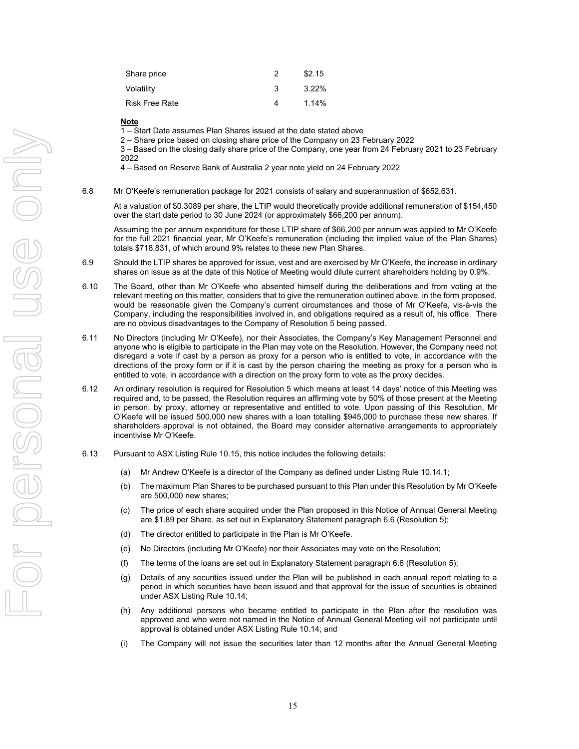| Share price | 2 | $2.15 |
|---|---|---|
| Volatility | 3 | 3.22% |
| Risk Free Rate | 4 | 1.14% |

**Note**

1 – Start Date assumes Plan Shares issued at the date stated above

2 – Share price based on closing share price of the Company on 23 February 2022

3 – Based on the closing daily share price of the Company, one year from 24 February 2021 to 23 February 2022

4 – Based on Reserve Bank of Australia 2 year note yield on 24 February 2022

6.8 Mr O'Keefe's remuneration package for 2021 consists of salary and superannuation of $652,631.

At a valuation of $0.3089 per share, the LTIP would theoretically provide additional remuneration of $154,450 over the start date period to 30 June 2024 (or approximately $66,200 per annum).

Assuming the per annum expenditure for these LTIP share of $66,200 per annum was applied to Mr O'Keefe for the full 2021 financial year, Mr O'Keefe's remuneration (including the implied value of the Plan Shares) totals $718,831, of which around 9% relates to these new Plan Shares.

6.9 Should the LTIP shares be approved for issue, vest and are exercised by Mr O'Keefe, the increase in ordinary shares on issue as at the date of this Notice of Meeting would dilute current shareholders holding by 0.9%.

6.10 The Board, other than Mr O'Keefe who absented himself during the deliberations and from voting at the relevant meeting on this matter, considers that to give the remuneration outlined above, in the form proposed, would be reasonable given the Company's current circumstances and those of Mr O'Keefe, vis-à-vis the Company, including the responsibilities involved in, and obligations required as a result of, his office. There are no obvious disadvantages to the Company of Resolution 5 being passed.

6.11 No Directors (including Mr O'Keefe), nor their Associates, the Company's Key Management Personnel and anyone who is eligible to participate in the Plan may vote on the Resolution. However, the Company need not disregard a vote if cast by a person as proxy for a person who is entitled to vote, in accordance with the directions of the proxy form or if it is cast by the person chairing the meeting as proxy for a person who is entitled to vote, in accordance with a direction on the proxy form to vote as the proxy decides.

6.12 An ordinary resolution is required for Resolution 5 which means at least 14 days' notice of this Meeting was required and, to be passed, the Resolution requires an affirming vote by 50% of those present at the Meeting in person, by proxy, attorney or representative and entitled to vote. Upon passing of this Resolution, Mr O'Keefe will be issued 500,000 new shares with a loan totalling $945,000 to purchase these new shares. If shareholders approval is not obtained, the Board may consider alternative arrangements to appropriately incentivise Mr O'Keefe.

6.13 Pursuant to ASX Listing Rule 10.15, this notice includes the following details:

(a) Mr Andrew O'Keefe is a director of the Company as defined under Listing Rule 10.14.1;

(b) The maximum Plan Shares to be purchased pursuant to this Plan under this Resolution by Mr O'Keefe are 500,000 new shares;

(c) The price of each share acquired under the Plan proposed in this Notice of Annual General Meeting are $1.89 per Share, as set out in Explanatory Statement paragraph 6.6 (Resolution 5);

(d) The director entitled to participate in the Plan is Mr O'Keefe.

(e) No Directors (including Mr O'Keefe) nor their Associates may vote on the Resolution;

(f) The terms of the loans are set out in Explanatory Statement paragraph 6.6 (Resolution 5);

(g) Details of any securities issued under the Plan will be published in each annual report relating to a period in which securities have been issued and that approval for the issue of securities is obtained under ASX Listing Rule 10.14;

(h) Any additional persons who became entitled to participate in the Plan after the resolution was approved and who were not named in the Notice of Annual General Meeting will not participate until approval is obtained under ASX Listing Rule 10.14; and

(i) The Company will not issue the securities later than 12 months after the Annual General Meeting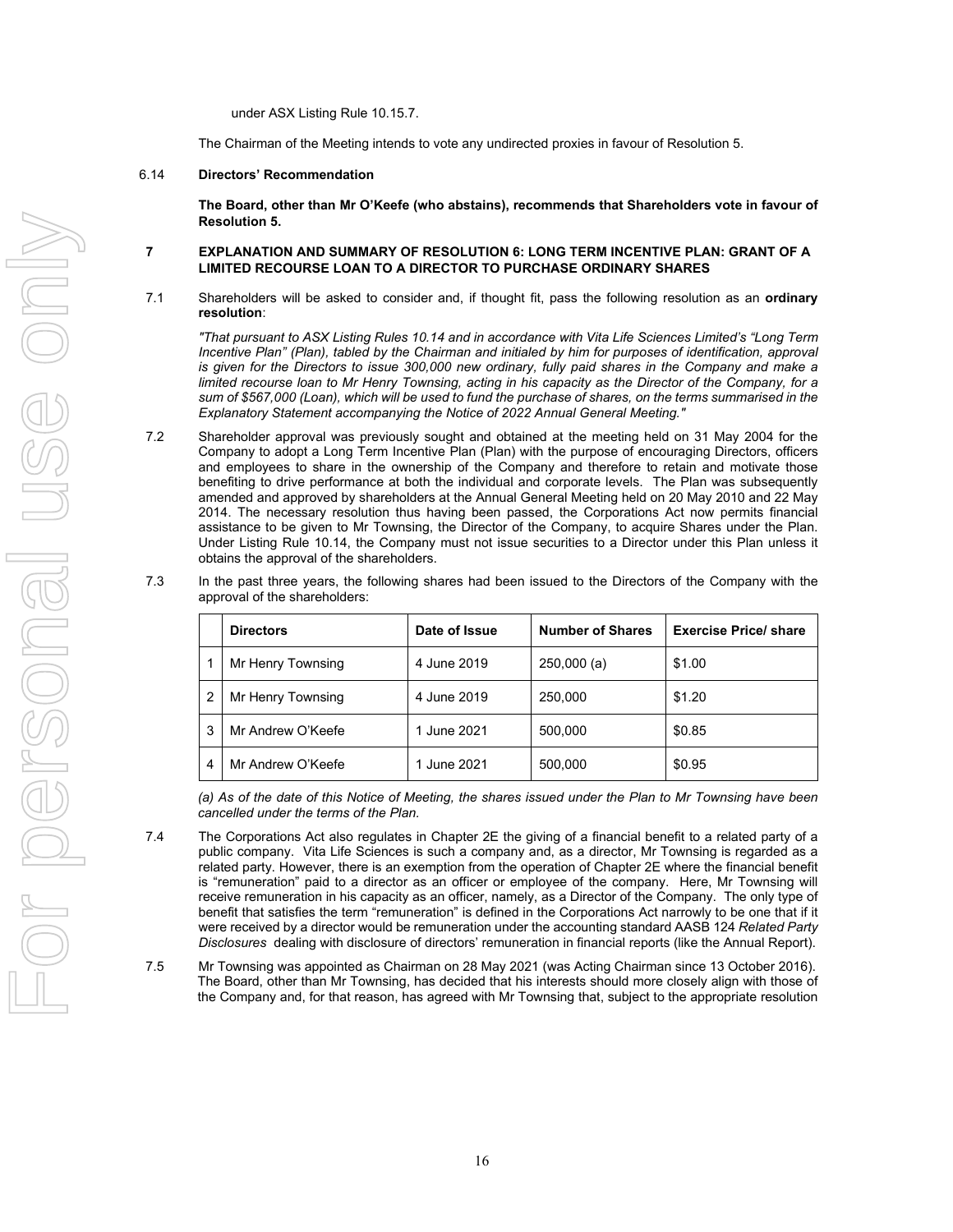under ASX Listing Rule 10.15.7.

The Chairman of the Meeting intends to vote any undirected proxies in favour of Resolution 5.

6.14 **Directors' Recommendation**

**The Board, other than Mr O'Keefe (who abstains), recommends that Shareholders vote in favour of Resolution 5.**

## 7 EXPLANATION AND SUMMARY OF RESOLUTION 6: LONG TERM INCENTIVE PLAN: GRANT OF A LIMITED RECOURSE LOAN TO A DIRECTOR TO PURCHASE ORDINARY SHARES

7.1 Shareholders will be asked to consider and, if thought fit, pass the following resolution as an **ordinary resolution**:

*"That pursuant to ASX Listing Rules 10.14 and in accordance with Vita Life Sciences Limited's "Long Term Incentive Plan" (Plan), tabled by the Chairman and initialed by him for purposes of identification, approval is given for the Directors to issue 300,000 new ordinary, fully paid shares in the Company and make a limited recourse loan to Mr Henry Townsing, acting in his capacity as the Director of the Company, for a sum of $567,000 (Loan), which will be used to fund the purchase of shares, on the terms summarised in the Explanatory Statement accompanying the Notice of 2022 Annual General Meeting."*

7.2 Shareholder approval was previously sought and obtained at the meeting held on 31 May 2004 for the Company to adopt a Long Term Incentive Plan (Plan) with the purpose of encouraging Directors, officers and employees to share in the ownership of the Company and therefore to retain and motivate those benefiting to drive performance at both the individual and corporate levels. The Plan was subsequently amended and approved by shareholders at the Annual General Meeting held on 20 May 2010 and 22 May 2014. The necessary resolution thus having been passed, the Corporations Act now permits financial assistance to be given to Mr Townsing, the Director of the Company, to acquire Shares under the Plan. Under Listing Rule 10.14, the Company must not issue securities to a Director under this Plan unless it obtains the approval of the shareholders.

7.3 In the past three years, the following shares had been issued to the Directors of the Company with the approval of the shareholders:

| | Directors | Date of Issue | Number of Shares | Exercise Price/ share |
|---|---|---|---|---|
| 1 | Mr Henry Townsing | 4 June 2019 | 250,000 (a) | $1.00 |
| 2 | Mr Henry Townsing | 4 June 2019 | 250,000 | $1.20 |
| 3 | Mr Andrew O'Keefe | 1 June 2021 | 500,000 | $0.85 |
| 4 | Mr Andrew O'Keefe | 1 June 2021 | 500,000 | $0.95 |

*(a) As of the date of this Notice of Meeting, the shares issued under the Plan to Mr Townsing have been cancelled under the terms of the Plan.*

7.4 The Corporations Act also regulates in Chapter 2E the giving of a financial benefit to a related party of a public company. Vita Life Sciences is such a company and, as a director, Mr Townsing is regarded as a related party. However, there is an exemption from the operation of Chapter 2E where the financial benefit is "remuneration" paid to a director as an officer or employee of the company. Here, Mr Townsing will receive remuneration in his capacity as an officer, namely, as a Director of the Company. The only type of benefit that satisfies the term "remuneration" is defined in the Corporations Act narrowly to be one that if it were received by a director would be remuneration under the accounting standard AASB 124 *Related Party Disclosures* dealing with disclosure of directors' remuneration in financial reports (like the Annual Report).

7.5 Mr Townsing was appointed as Chairman on 28 May 2021 (was Acting Chairman since 13 October 2016). The Board, other than Mr Townsing, has decided that his interests should more closely align with those of the Company and, for that reason, has agreed with Mr Townsing that, subject to the appropriate resolution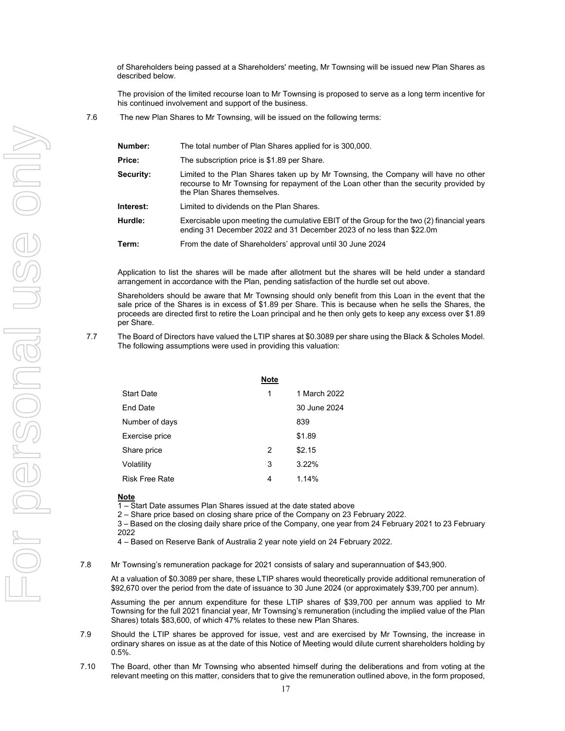of Shareholders being passed at a Shareholders' meeting, Mr Townsing will be issued new Plan Shares as described below.

The provision of the limited recourse loan to Mr Townsing is proposed to serve as a long term incentive for his continued involvement and support of the business.

7.6 The new Plan Shares to Mr Townsing, will be issued on the following terms:

| | |
|---|---|
| **Number:** | The total number of Plan Shares applied for is 300,000. |
| **Price:** | The subscription price is $1.89 per Share. |
| **Security:** | Limited to the Plan Shares taken up by Mr Townsing, the Company will have no other recourse to Mr Townsing for repayment of the Loan other than the security provided by the Plan Shares themselves. |
| **Interest:** | Limited to dividends on the Plan Shares. |
| **Hurdle:** | Exercisable upon meeting the cumulative EBIT of the Group for the two (2) financial years ending 31 December 2022 and 31 December 2023 of no less than $22.0m |
| **Term:** | From the date of Shareholders' approval until 30 June 2024 |

Application to list the shares will be made after allotment but the shares will be held under a standard arrangement in accordance with the Plan, pending satisfaction of the hurdle set out above.

Shareholders should be aware that Mr Townsing should only benefit from this Loan in the event that the sale price of the Shares is in excess of $1.89 per Share. This is because when he sells the Shares, the proceeds are directed first to retire the Loan principal and he then only gets to keep any excess over $1.89 per Share.

7.7 The Board of Directors have valued the LTIP shares at $0.3089 per share using the Black & Scholes Model. The following assumptions were used in providing this valuation:

| | Note | |
|---|---|---|
| Start Date | 1 | 1 March 2022 |
| End Date | | 30 June 2024 |
| Number of days | | 839 |
| Exercise price | | $1.89 |
| Share price | 2 | $2.15 |
| Volatility | 3 | 3.22% |
| Risk Free Rate | 4 | 1.14% |

**Note**

1 – Start Date assumes Plan Shares issued at the date stated above

2 – Share price based on closing share price of the Company on 23 February 2022.

3 – Based on the closing daily share price of the Company, one year from 24 February 2021 to 23 February 2022

4 – Based on Reserve Bank of Australia 2 year note yield on 24 February 2022.

7.8 Mr Townsing's remuneration package for 2021 consists of salary and superannuation of $43,900.

At a valuation of $0.3089 per share, these LTIP shares would theoretically provide additional remuneration of $92,670 over the period from the date of issuance to 30 June 2024 (or approximately $39,700 per annum).

Assuming the per annum expenditure for these LTIP shares of $39,700 per annum was applied to Mr Townsing for the full 2021 financial year, Mr Townsing's remuneration (including the implied value of the Plan Shares) totals $83,600, of which 47% relates to these new Plan Shares.

7.9 Should the LTIP shares be approved for issue, vest and are exercised by Mr Townsing, the increase in ordinary shares on issue as at the date of this Notice of Meeting would dilute current shareholders holding by 0.5%.

7.10 The Board, other than Mr Townsing who absented himself during the deliberations and from voting at the relevant meeting on this matter, considers that to give the remuneration outlined above, in the form proposed,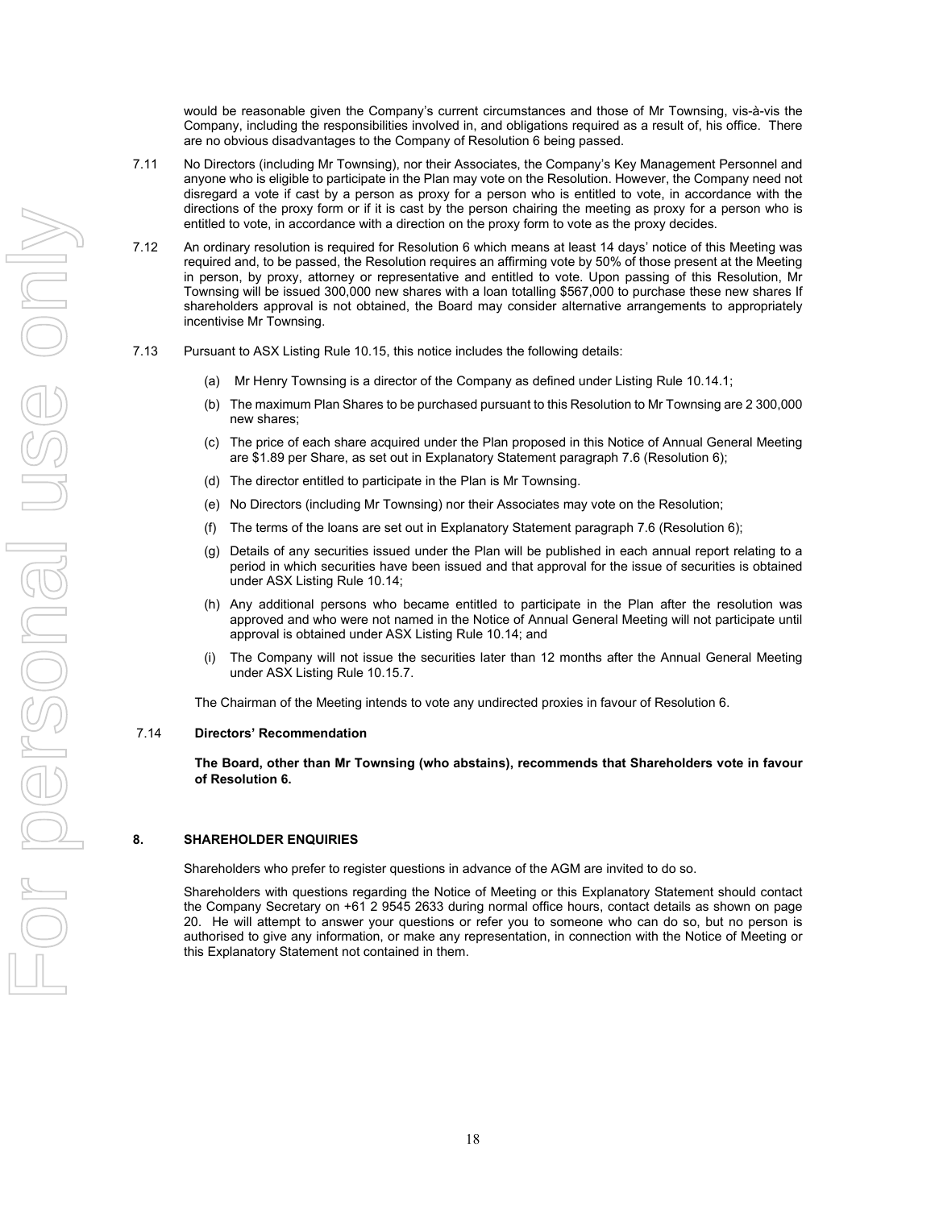would be reasonable given the Company's current circumstances and those of Mr Townsing, vis-à-vis the Company, including the responsibilities involved in, and obligations required as a result of, his office. There are no obvious disadvantages to the Company of Resolution 6 being passed.

7.11 No Directors (including Mr Townsing), nor their Associates, the Company's Key Management Personnel and anyone who is eligible to participate in the Plan may vote on the Resolution. However, the Company need not disregard a vote if cast by a person as proxy for a person who is entitled to vote, in accordance with the directions of the proxy form or if it is cast by the person chairing the meeting as proxy for a person who is entitled to vote, in accordance with a direction on the proxy form to vote as the proxy decides.

7.12 An ordinary resolution is required for Resolution 6 which means at least 14 days' notice of this Meeting was required and, to be passed, the Resolution requires an affirming vote by 50% of those present at the Meeting in person, by proxy, attorney or representative and entitled to vote. Upon passing of this Resolution, Mr Townsing will be issued 300,000 new shares with a loan totalling $567,000 to purchase these new shares If shareholders approval is not obtained, the Board may consider alternative arrangements to appropriately incentivise Mr Townsing.

7.13 Pursuant to ASX Listing Rule 10.15, this notice includes the following details:

(a) Mr Henry Townsing is a director of the Company as defined under Listing Rule 10.14.1;

(b) The maximum Plan Shares to be purchased pursuant to this Resolution to Mr Townsing are 2 300,000 new shares;

(c) The price of each share acquired under the Plan proposed in this Notice of Annual General Meeting are $1.89 per Share, as set out in Explanatory Statement paragraph 7.6 (Resolution 6);

(d) The director entitled to participate in the Plan is Mr Townsing.

(e) No Directors (including Mr Townsing) nor their Associates may vote on the Resolution;

(f) The terms of the loans are set out in Explanatory Statement paragraph 7.6 (Resolution 6);

(g) Details of any securities issued under the Plan will be published in each annual report relating to a period in which securities have been issued and that approval for the issue of securities is obtained under ASX Listing Rule 10.14;

(h) Any additional persons who became entitled to participate in the Plan after the resolution was approved and who were not named in the Notice of Annual General Meeting will not participate until approval is obtained under ASX Listing Rule 10.14; and

(i) The Company will not issue the securities later than 12 months after the Annual General Meeting under ASX Listing Rule 10.15.7.

The Chairman of the Meeting intends to vote any undirected proxies in favour of Resolution 6.

7.14 **Directors' Recommendation**

**The Board, other than Mr Townsing (who abstains), recommends that Shareholders vote in favour of Resolution 6.**

## 8. SHAREHOLDER ENQUIRIES

Shareholders who prefer to register questions in advance of the AGM are invited to do so.

Shareholders with questions regarding the Notice of Meeting or this Explanatory Statement should contact the Company Secretary on +61 2 9545 2633 during normal office hours, contact details as shown on page 20. He will attempt to answer your questions or refer you to someone who can do so, but no person is authorised to give any information, or make any representation, in connection with the Notice of Meeting or this Explanatory Statement not contained in them.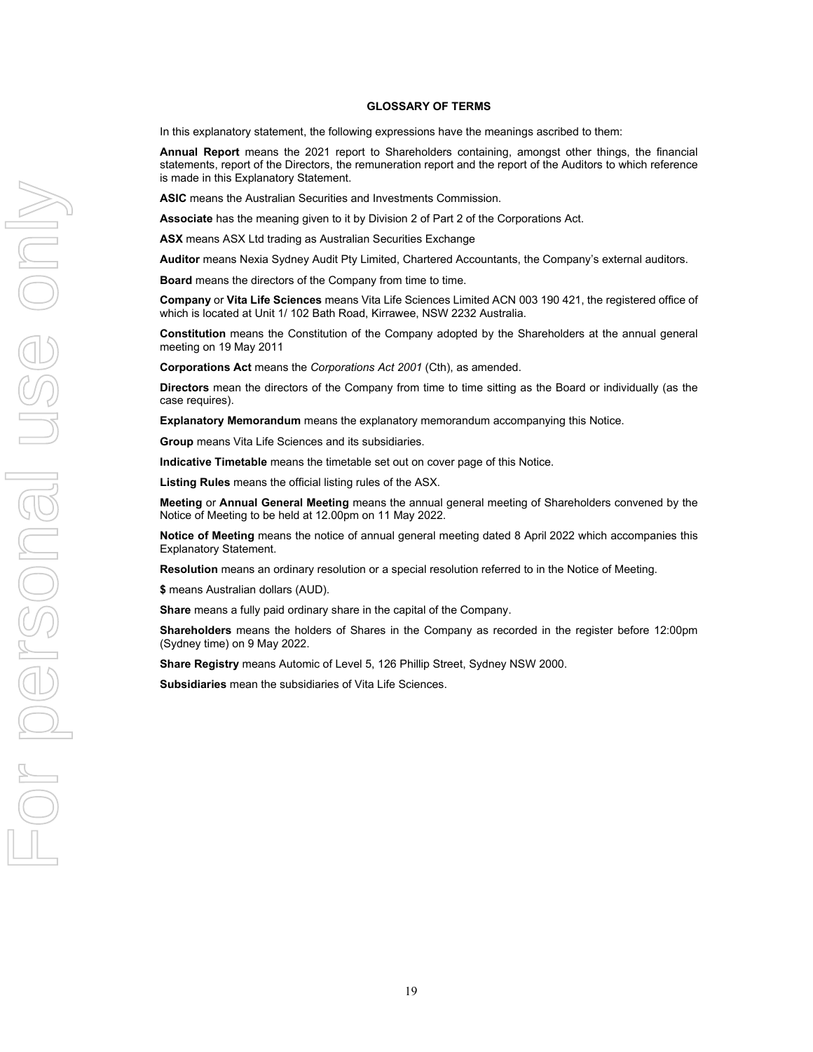## GLOSSARY OF TERMS

In this explanatory statement, the following expressions have the meanings ascribed to them:

**Annual Report** means the 2021 report to Shareholders containing, amongst other things, the financial statements, report of the Directors, the remuneration report and the report of the Auditors to which reference is made in this Explanatory Statement.

**ASIC** means the Australian Securities and Investments Commission.

**Associate** has the meaning given to it by Division 2 of Part 2 of the Corporations Act.

**ASX** means ASX Ltd trading as Australian Securities Exchange

**Auditor** means Nexia Sydney Audit Pty Limited, Chartered Accountants, the Company's external auditors.

**Board** means the directors of the Company from time to time.

**Company** or **Vita Life Sciences** means Vita Life Sciences Limited ACN 003 190 421, the registered office of which is located at Unit 1/ 102 Bath Road, Kirrawee, NSW 2232 Australia.

**Constitution** means the Constitution of the Company adopted by the Shareholders at the annual general meeting on 19 May 2011

**Corporations Act** means the *Corporations Act 2001* (Cth), as amended.

**Directors** mean the directors of the Company from time to time sitting as the Board or individually (as the case requires).

**Explanatory Memorandum** means the explanatory memorandum accompanying this Notice.

**Group** means Vita Life Sciences and its subsidiaries.

**Indicative Timetable** means the timetable set out on cover page of this Notice.

**Listing Rules** means the official listing rules of the ASX.

**Meeting** or **Annual General Meeting** means the annual general meeting of Shareholders convened by the Notice of Meeting to be held at 12.00pm on 11 May 2022.

**Notice of Meeting** means the notice of annual general meeting dated 8 April 2022 which accompanies this Explanatory Statement.

**Resolution** means an ordinary resolution or a special resolution referred to in the Notice of Meeting.

**$** means Australian dollars (AUD).

**Share** means a fully paid ordinary share in the capital of the Company.

**Shareholders** means the holders of Shares in the Company as recorded in the register before 12:00pm (Sydney time) on 9 May 2022.

**Share Registry** means Automic of Level 5, 126 Phillip Street, Sydney NSW 2000.

**Subsidiaries** mean the subsidiaries of Vita Life Sciences.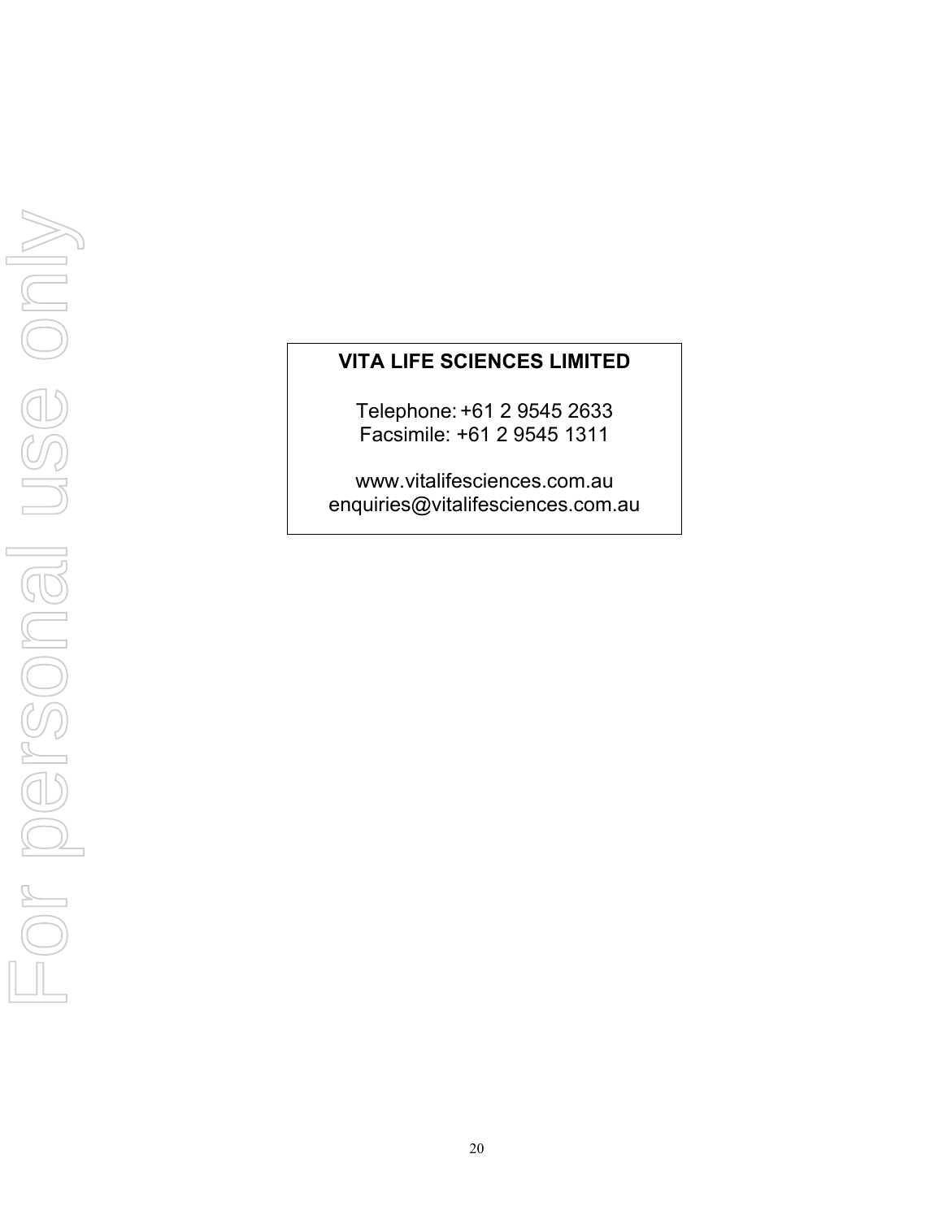**VITA LIFE SCIENCES LIMITED**

Telephone: +61 2 9545 2633
Facsimile: +61 2 9545 1311

www.vitalifesciences.com.au
enquiries@vitalifesciences.com.au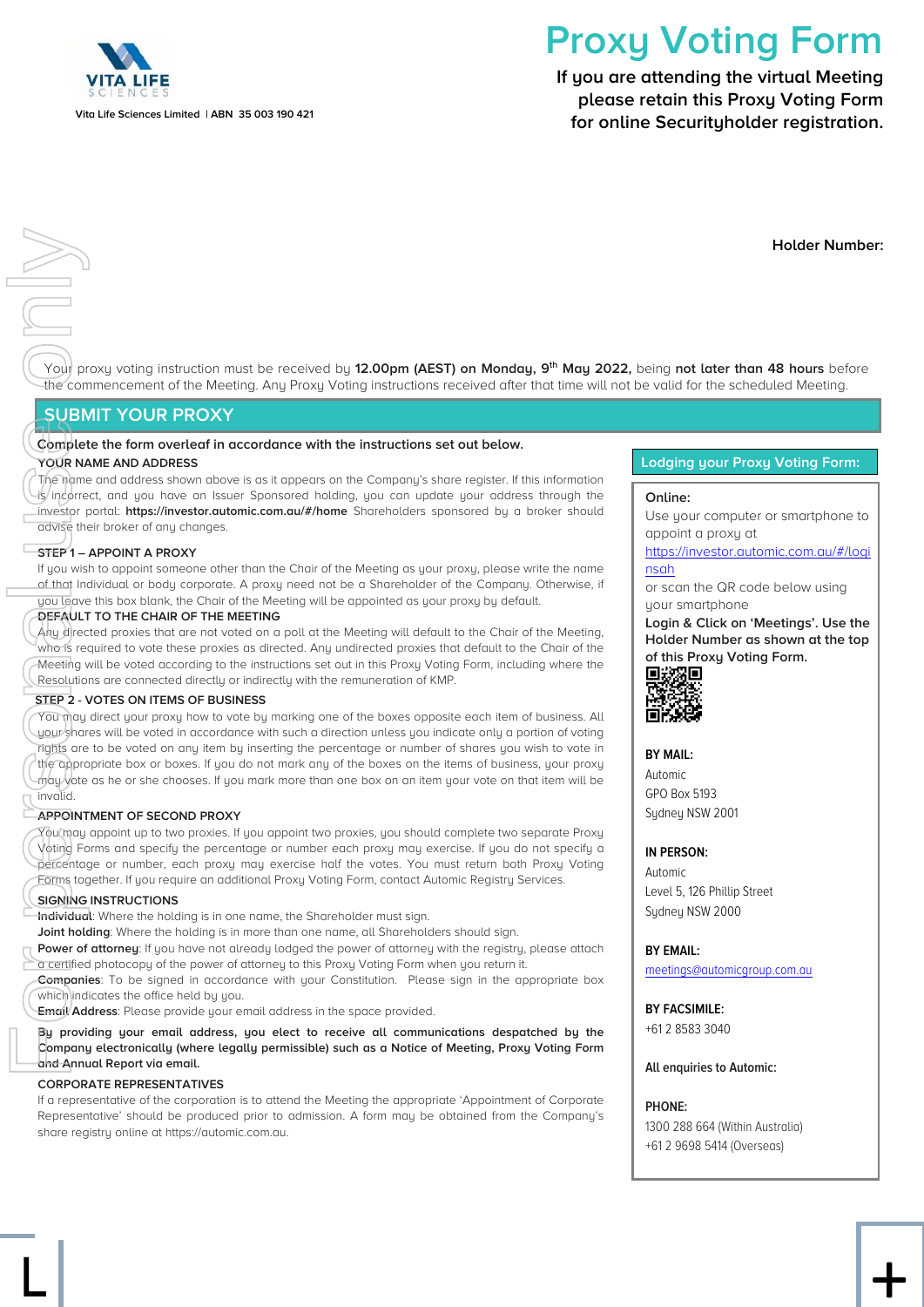Vita Life Sciences Limited | ABN 35 003 190 421

# Proxy Voting Form

**If you are attending the virtual Meeting please retain this Proxy Voting Form for online Securityholder registration.**

**Holder Number:**

Your proxy voting instruction must be received by **12.00pm (AEST) on Monday, 9th May 2022,** being **not later than 48 hours** before the commencement of the Meeting. Any Proxy Voting instructions received after that time will not be valid for the scheduled Meeting.

## SUBMIT YOUR PROXY

**Complete the form overleaf in accordance with the instructions set out below.**

**YOUR NAME AND ADDRESS**

The name and address shown above is as it appears on the Company's share register. If this information is incorrect, and you have an Issuer Sponsored holding, you can update your address through the investor portal: **https://investor.automic.com.au/#/home** Shareholders sponsored by a broker should advise their broker of any changes.

**STEP 1 – APPOINT A PROXY**

If you wish to appoint someone other than the Chair of the Meeting as your proxy, please write the name of that Individual or body corporate. A proxy need not be a Shareholder of the Company. Otherwise, if you leave this box blank, the Chair of the Meeting will be appointed as your proxy by default.

**DEFAULT TO THE CHAIR OF THE MEETING**

Any directed proxies that are not voted on a poll at the Meeting will default to the Chair of the Meeting, who is required to vote these proxies as directed. Any undirected proxies that default to the Chair of the Meeting will be voted according to the instructions set out in this Proxy Voting Form, including where the Resolutions are connected directly or indirectly with the remuneration of KMP.

**STEP 2 - VOTES ON ITEMS OF BUSINESS**

You may direct your proxy how to vote by marking one of the boxes opposite each item of business. All your shares will be voted in accordance with such a direction unless you indicate only a portion of voting rights are to be voted on any item by inserting the percentage or number of shares you wish to vote in the appropriate box or boxes. If you do not mark any of the boxes on the items of business, your proxy may vote as he or she chooses. If you mark more than one box on an item your vote on that item will be invalid.

**APPOINTMENT OF SECOND PROXY**

You may appoint up to two proxies. If you appoint two proxies, you should complete two separate Proxy Voting Forms and specify the percentage or number each proxy may exercise. If you do not specify a percentage or number, each proxy may exercise half the votes. You must return both Proxy Voting Forms together. If you require an additional Proxy Voting Form, contact Automic Registry Services.

**SIGNING INSTRUCTIONS**

**Individual**: Where the holding is in one name, the Shareholder must sign.

**Joint holding**: Where the holding is in more than one name, all Shareholders should sign.

**Power of attorney**: If you have not already lodged the power of attorney with the registry, please attach a certified photocopy of the power of attorney to this Proxy Voting Form when you return it.

**Companies**: To be signed in accordance with your Constitution. Please sign in the appropriate box which indicates the office held by you.

**Email Address**: Please provide your email address in the space provided.

**By providing your email address, you elect to receive all communications despatched by the Company electronically (where legally permissible) such as a Notice of Meeting, Proxy Voting Form and Annual Report via email.**

**CORPORATE REPRESENTATIVES**

If a representative of the corporation is to attend the Meeting the appropriate 'Appointment of Corporate Representative' should be produced prior to admission. A form may be obtained from the Company's share registry online at https://automic.com.au.

### Lodging your Proxy Voting Form:

**Online:**

Use your computer or smartphone to appoint a proxy at https://investor.automic.com.au/#/loginsah

or scan the QR code below using your smartphone

**Login & Click on 'Meetings'. Use the Holder Number as shown at the top of this Proxy Voting Form.**

**BY MAIL:**

Automic
GPO Box 5193
Sydney NSW 2001

**IN PERSON:**

Automic
Level 5, 126 Phillip Street
Sydney NSW 2000

**BY EMAIL:**

meetings@automicgroup.com.au

**BY FACSIMILE:**

+61 2 8583 3040

**All enquiries to Automic:**

**PHONE:**

1300 288 664 (Within Australia)
+61 2 9698 5414 (Overseas)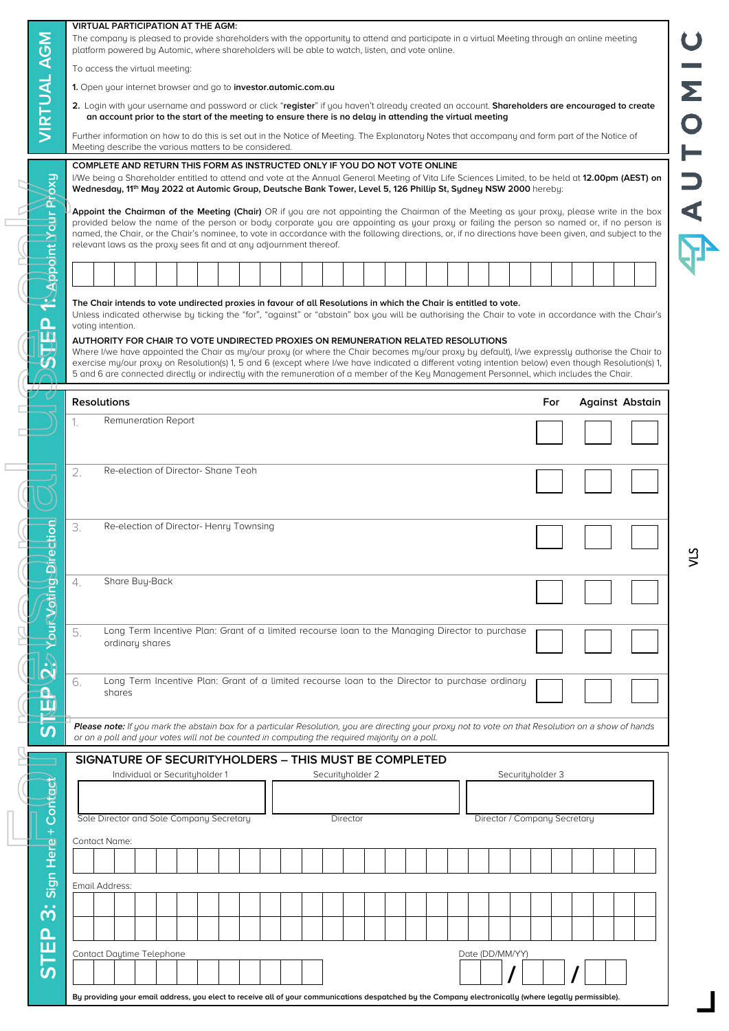## VIRTUAL AGM

**VIRTUAL PARTICIPATION AT THE AGM:**

The company is pleased to provide shareholders with the opportunity to attend and participate in a virtual Meeting through an online meeting platform powered by Automic, where shareholders will be able to watch, listen, and vote online.

To access the virtual meeting:

1. Open your internet browser and go to **investor.automic.com.au**
2. Login with your username and password or click "**register**" if you haven't already created an account. **Shareholders are encouraged to create an account prior to the start of the meeting to ensure there is no delay in attending the virtual meeting**

Further information on how to do this is set out in the Notice of Meeting. The Explanatory Notes that accompany and form part of the Notice of Meeting describe the various matters to be considered.

## STEP 1: Appoint Your Proxy

**COMPLETE AND RETURN THIS FORM AS INSTRUCTED ONLY IF YOU DO NOT VOTE ONLINE**

I/We being a Shareholder entitled to attend and vote at the Annual General Meeting of Vita Life Sciences Limited, to be held at **12.00pm (AEST) on Wednesday, 11th May 2022 at Automic Group, Deutsche Bank Tower, Level 5, 126 Phillip St, Sydney NSW 2000** hereby:

**Appoint the Chairman of the Meeting (Chair)** OR if you are not appointing the Chairman of the Meeting as your proxy, please write in the box provided below the name of the person or body corporate you are appointing as your proxy or failing the person so named or, if no person is named, the Chair, or the Chair's nominee, to vote in accordance with the following directions, or, if no directions have been given, and subject to the relevant laws as the proxy sees fit and at any adjournment thereof.

**The Chair intends to vote undirected proxies in favour of all Resolutions in which the Chair is entitled to vote.**

Unless indicated otherwise by ticking the "for", "against" or "abstain" box you will be authorising the Chair to vote in accordance with the Chair's voting intention.

**AUTHORITY FOR CHAIR TO VOTE UNDIRECTED PROXIES ON REMUNERATION RELATED RESOLUTIONS**

Where I/we have appointed the Chair as my/our proxy (or where the Chair becomes my/our proxy by default), I/we expressly authorise the Chair to exercise my/our proxy on Resolution(s) 1, 5 and 6 (except where I/we have indicated a different voting intention below) even though Resolution(s) 1, 5 and 6 are connected directly or indirectly with the remuneration of a member of the Key Management Personnel, which includes the Chair.

## STEP 2: Your Voting Direction

| Resolutions | For | Against | Abstain |
|---|---|---|---|
| 1. Remuneration Report | | | |
| 2. Re-election of Director- Shane Teoh | | | |
| 3. Re-election of Director- Henry Townsing | | | |
| 4. Share Buy-Back | | | |
| 5. Long Term Incentive Plan: Grant of a limited recourse loan to the Managing Director to purchase ordinary shares | | | |
| 6. Long Term Incentive Plan: Grant of a limited recourse loan to the Director to purchase ordinary shares | | | |

***Please note:*** *If you mark the abstain box for a particular Resolution, you are directing your proxy not to vote on that Resolution on a show of hands or on a poll and your votes will not be counted in computing the required majority on a poll.*

## STEP 3: Sign Here + Contact

**SIGNATURE OF SECURITYHOLDERS – THIS MUST BE COMPLETED**

| Individual or Securityholder 1 | Securityholder 2 | Securityholder 3 |
|---|---|---|
| | | |
| Sole Director and Sole Company Secretary | Director | Director / Company Secretary |

Contact Name:

Email Address:

Contact Daytime Telephone

Date (DD/MM/YY) / /

**By providing your email address, you elect to receive all of your communications despatched by the Company electronically (where legally permissible).**

AUTOMIC

VLS